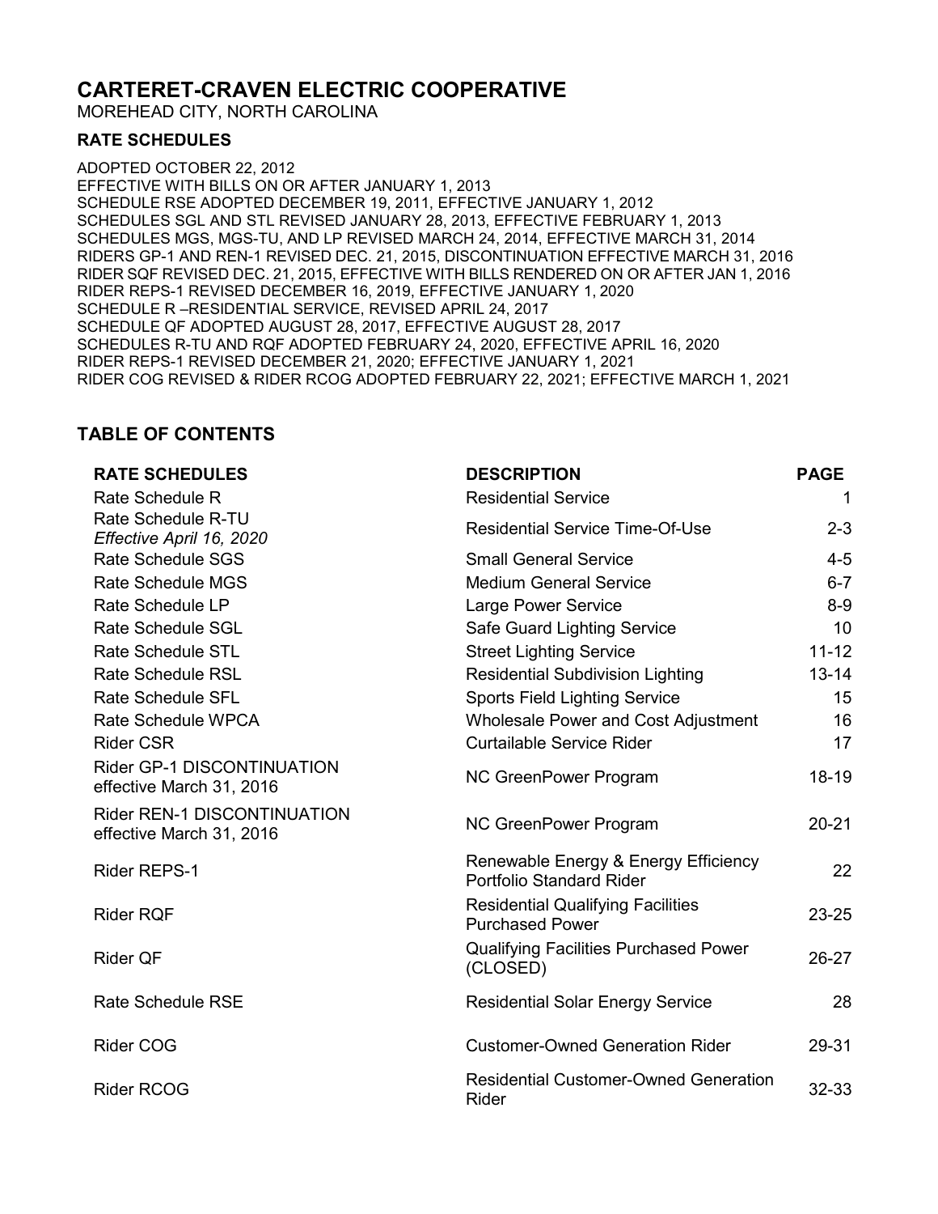# CARTERET-CRAVEN ELECTRIC COOPERATIVE

MOREHEAD CITY, NORTH CAROLINA

## RATE SCHEDULES

ADOPTED OCTOBER 22, 2012
EFFECTIVE WITH BILLS ON OR AFTER JANUARY 1, 2013
SCHEDULE RSE ADOPTED DECEMBER 19, 2011, EFFECTIVE JANUARY 1, 2012
SCHEDULES SGL AND STL REVISED JANUARY 28, 2013, EFFECTIVE FEBRUARY 1, 2013
SCHEDULES MGS, MGS-TU, AND LP REVISED MARCH 24, 2014, EFFECTIVE MARCH 31, 2014
RIDERS GP-1 AND REN-1 REVISED DEC. 21, 2015, DISCONTINUATION EFFECTIVE MARCH 31, 2016
RIDER SQF REVISED DEC. 21, 2015, EFFECTIVE WITH BILLS RENDERED ON OR AFTER JAN 1, 2016
RIDER REPS-1 REVISED DECEMBER 16, 2019, EFFECTIVE JANUARY 1, 2020
SCHEDULE R –RESIDENTIAL SERVICE, REVISED APRIL 24, 2017
SCHEDULE QF ADOPTED AUGUST 28, 2017, EFFECTIVE AUGUST 28, 2017
SCHEDULES R-TU AND RQF ADOPTED FEBRUARY 24, 2020, EFFECTIVE APRIL 16, 2020
RIDER REPS-1 REVISED DECEMBER 21, 2020; EFFECTIVE JANUARY 1, 2021
RIDER COG REVISED & RIDER RCOG ADOPTED FEBRUARY 22, 2021; EFFECTIVE MARCH 1, 2021

## TABLE OF CONTENTS

| RATE SCHEDULES | DESCRIPTION | PAGE |
|---|---|---|
| Rate Schedule R | Residential Service | 1 |
| Rate Schedule R-TU *Effective April 16, 2020* | Residential Service Time-Of-Use | 2-3 |
| Rate Schedule SGS | Small General Service | 4-5 |
| Rate Schedule MGS | Medium General Service | 6-7 |
| Rate Schedule LP | Large Power Service | 8-9 |
| Rate Schedule SGL | Safe Guard Lighting Service | 10 |
| Rate Schedule STL | Street Lighting Service | 11-12 |
| Rate Schedule RSL | Residential Subdivision Lighting | 13-14 |
| Rate Schedule SFL | Sports Field Lighting Service | 15 |
| Rate Schedule WPCA | Wholesale Power and Cost Adjustment | 16 |
| Rider CSR | Curtailable Service Rider | 17 |
| Rider GP-1 DISCONTINUATION effective March 31, 2016 | NC GreenPower Program | 18-19 |
| Rider REN-1 DISCONTINUATION effective March 31, 2016 | NC GreenPower Program | 20-21 |
| Rider REPS-1 | Renewable Energy & Energy Efficiency Portfolio Standard Rider | 22 |
| Rider RQF | Residential Qualifying Facilities Purchased Power | 23-25 |
| Rider QF | Qualifying Facilities Purchased Power (CLOSED) | 26-27 |
| Rate Schedule RSE | Residential Solar Energy Service | 28 |
| Rider COG | Customer-Owned Generation Rider | 29-31 |
| Rider RCOG | Residential Customer-Owned Generation Rider | 32-33 |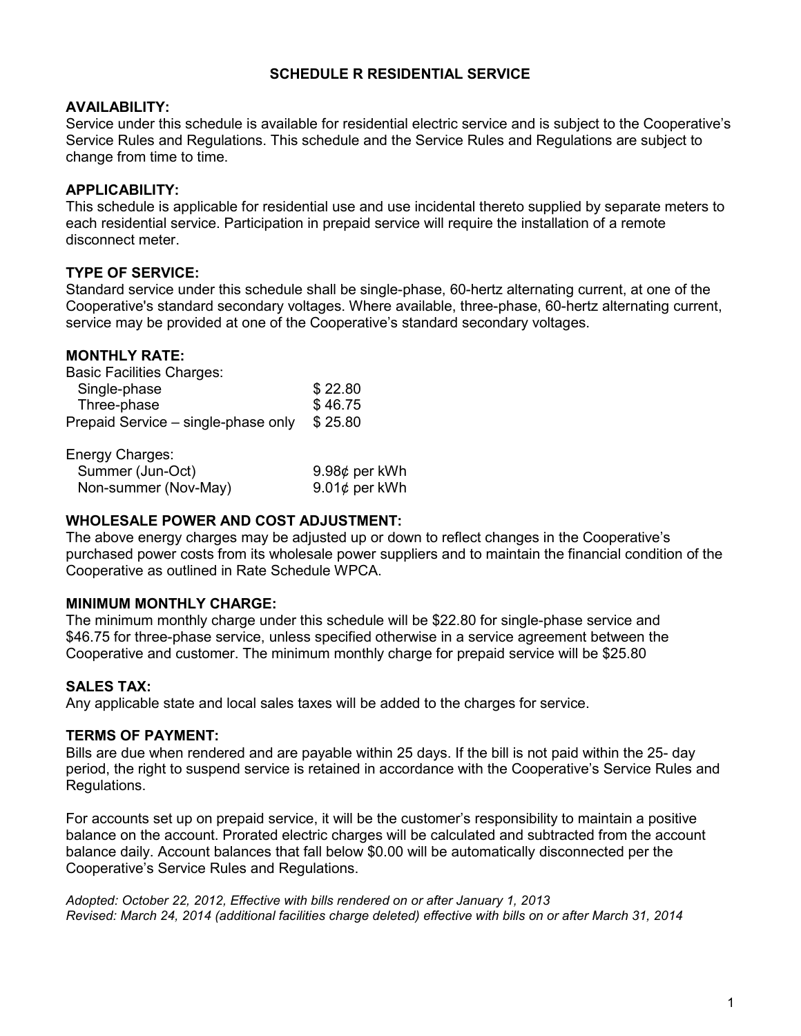# SCHEDULE R RESIDENTIAL SERVICE

**AVAILABILITY:**
Service under this schedule is available for residential electric service and is subject to the Cooperative's Service Rules and Regulations. This schedule and the Service Rules and Regulations are subject to change from time to time.

**APPLICABILITY:**
This schedule is applicable for residential use and use incidental thereto supplied by separate meters to each residential service. Participation in prepaid service will require the installation of a remote disconnect meter.

**TYPE OF SERVICE:**
Standard service under this schedule shall be single-phase, 60-hertz alternating current, at one of the Cooperative's standard secondary voltages. Where available, three-phase, 60-hertz alternating current, service may be provided at one of the Cooperative's standard secondary voltages.

**MONTHLY RATE:**

| | |
|---|---|
| Basic Facilities Charges: | |
| Single-phase | $ 22.80 |
| Three-phase | $ 46.75 |
| Prepaid Service – single-phase only | $ 25.80 |
| | |
| Energy Charges: | |
| Summer (Jun-Oct) | 9.98¢ per kWh |
| Non-summer (Nov-May) | 9.01¢ per kWh |

**WHOLESALE POWER AND COST ADJUSTMENT:**
The above energy charges may be adjusted up or down to reflect changes in the Cooperative's purchased power costs from its wholesale power suppliers and to maintain the financial condition of the Cooperative as outlined in Rate Schedule WPCA.

**MINIMUM MONTHLY CHARGE:**
The minimum monthly charge under this schedule will be $22.80 for single-phase service and $46.75 for three-phase service, unless specified otherwise in a service agreement between the Cooperative and customer. The minimum monthly charge for prepaid service will be $25.80

**SALES TAX:**
Any applicable state and local sales taxes will be added to the charges for service.

**TERMS OF PAYMENT:**
Bills are due when rendered and are payable within 25 days. If the bill is not paid within the 25- day period, the right to suspend service is retained in accordance with the Cooperative's Service Rules and Regulations.

For accounts set up on prepaid service, it will be the customer's responsibility to maintain a positive balance on the account. Prorated electric charges will be calculated and subtracted from the account balance daily. Account balances that fall below $0.00 will be automatically disconnected per the Cooperative's Service Rules and Regulations.

*Adopted: October 22, 2012, Effective with bills rendered on or after January 1, 2013*
*Revised: March 24, 2014 (additional facilities charge deleted) effective with bills on or after March 31, 2014*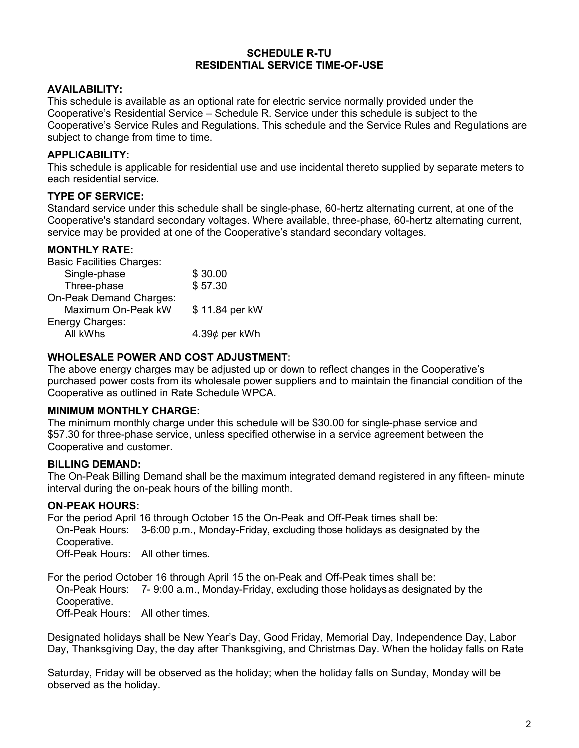**SCHEDULE R-TU**
**RESIDENTIAL SERVICE TIME-OF-USE**

## AVAILABILITY:

This schedule is available as an optional rate for electric service normally provided under the Cooperative's Residential Service – Schedule R. Service under this schedule is subject to the Cooperative's Service Rules and Regulations. This schedule and the Service Rules and Regulations are subject to change from time to time.

## APPLICABILITY:

This schedule is applicable for residential use and use incidental thereto supplied by separate meters to each residential service.

## TYPE OF SERVICE:

Standard service under this schedule shall be single-phase, 60-hertz alternating current, at one of the Cooperative's standard secondary voltages. Where available, three-phase, 60-hertz alternating current, service may be provided at one of the Cooperative's standard secondary voltages.

## MONTHLY RATE:

| | |
|---|---|
| Basic Facilities Charges: | |
| Single-phase | $ 30.00 |
| Three-phase | $ 57.30 |
| On-Peak Demand Charges: | |
| Maximum On-Peak kW | $ 11.84 per kW |
| Energy Charges: | |
| All kWhs | 4.39¢ per kWh |

## WHOLESALE POWER AND COST ADJUSTMENT:

The above energy charges may be adjusted up or down to reflect changes in the Cooperative's purchased power costs from its wholesale power suppliers and to maintain the financial condition of the Cooperative as outlined in Rate Schedule WPCA.

## MINIMUM MONTHLY CHARGE:

The minimum monthly charge under this schedule will be $30.00 for single-phase service and $57.30 for three-phase service, unless specified otherwise in a service agreement between the Cooperative and customer.

## BILLING DEMAND:

The On-Peak Billing Demand shall be the maximum integrated demand registered in any fifteen- minute interval during the on-peak hours of the billing month.

## ON-PEAK HOURS:

For the period April 16 through October 15 the On-Peak and Off-Peak times shall be:
On-Peak Hours: 3-6:00 p.m., Monday-Friday, excluding those holidays as designated by the Cooperative.
Off-Peak Hours: All other times.

For the period October 16 through April 15 the on-Peak and Off-Peak times shall be:
On-Peak Hours: 7- 9:00 a.m., Monday-Friday, excluding those holidays as designated by the Cooperative.
Off-Peak Hours: All other times.

Designated holidays shall be New Year's Day, Good Friday, Memorial Day, Independence Day, Labor Day, Thanksgiving Day, the day after Thanksgiving, and Christmas Day. When the holiday falls on Rate

Saturday, Friday will be observed as the holiday; when the holiday falls on Sunday, Monday will be observed as the holiday.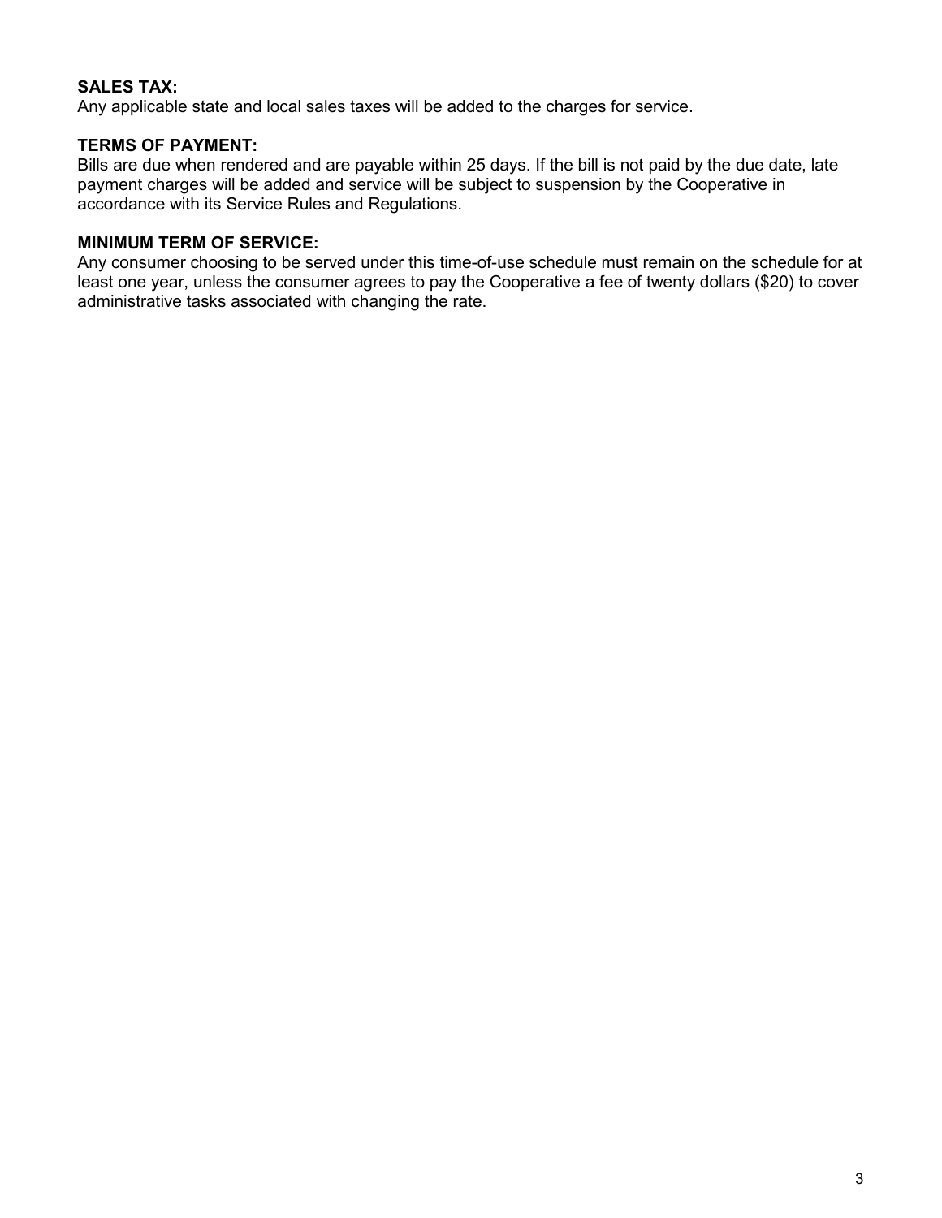**SALES TAX:**
Any applicable state and local sales taxes will be added to the charges for service.

**TERMS OF PAYMENT:**
Bills are due when rendered and are payable within 25 days. If the bill is not paid by the due date, late payment charges will be added and service will be subject to suspension by the Cooperative in accordance with its Service Rules and Regulations.

**MINIMUM TERM OF SERVICE:**
Any consumer choosing to be served under this time-of-use schedule must remain on the schedule for at least one year, unless the consumer agrees to pay the Cooperative a fee of twenty dollars ($20) to cover administrative tasks associated with changing the rate.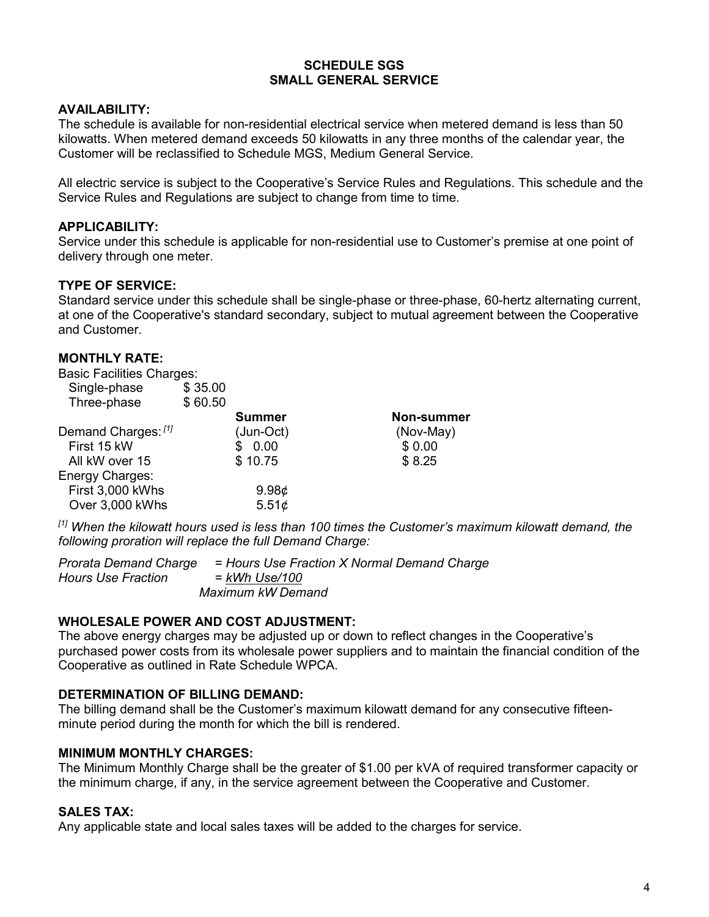# SCHEDULE SGS
# SMALL GENERAL SERVICE

## AVAILABILITY:

The schedule is available for non-residential electrical service when metered demand is less than 50 kilowatts. When metered demand exceeds 50 kilowatts in any three months of the calendar year, the Customer will be reclassified to Schedule MGS, Medium General Service.

All electric service is subject to the Cooperative's Service Rules and Regulations. This schedule and the Service Rules and Regulations are subject to change from time to time.

## APPLICABILITY:

Service under this schedule is applicable for non-residential use to Customer's premise at one point of delivery through one meter.

## TYPE OF SERVICE:

Standard service under this schedule shall be single-phase or three-phase, 60-hertz alternating current, at one of the Cooperative's standard secondary, subject to mutual agreement between the Cooperative and Customer.

## MONTHLY RATE:

| | | | |
|---|---|---|---|
| Basic Facilities Charges: | | | |
| Single-phase | $ 35.00 | | |
| Three-phase | $ 60.50 | | |
| | | **Summer** | **Non-summer** |
| Demand Charges:[1] | | (Jun-Oct) | (Nov-May) |
| First 15 kW | | $ 0.00 | $ 0.00 |
| All kW over 15 | | $ 10.75 | $ 8.25 |
| Energy Charges: | | | |
| First 3,000 kWhs | | 9.98¢ | |
| Over 3,000 kWhs | | 5.51¢ | |

*[1] When the kilowatt hours used is less than 100 times the Customer's maximum kilowatt demand, the following proration will replace the full Demand Charge:*

*Prorata Demand Charge = Hours Use Fraction X Normal Demand Charge*

*Hours Use Fraction =* $\dfrac{\text{kWh Use}/100}{\text{Maximum kW Demand}}$

## WHOLESALE POWER AND COST ADJUSTMENT:

The above energy charges may be adjusted up or down to reflect changes in the Cooperative's purchased power costs from its wholesale power suppliers and to maintain the financial condition of the Cooperative as outlined in Rate Schedule WPCA.

## DETERMINATION OF BILLING DEMAND:

The billing demand shall be the Customer's maximum kilowatt demand for any consecutive fifteen-minute period during the month for which the bill is rendered.

## MINIMUM MONTHLY CHARGES:

The Minimum Monthly Charge shall be the greater of $1.00 per kVA of required transformer capacity or the minimum charge, if any, in the service agreement between the Cooperative and Customer.

## SALES TAX:

Any applicable state and local sales taxes will be added to the charges for service.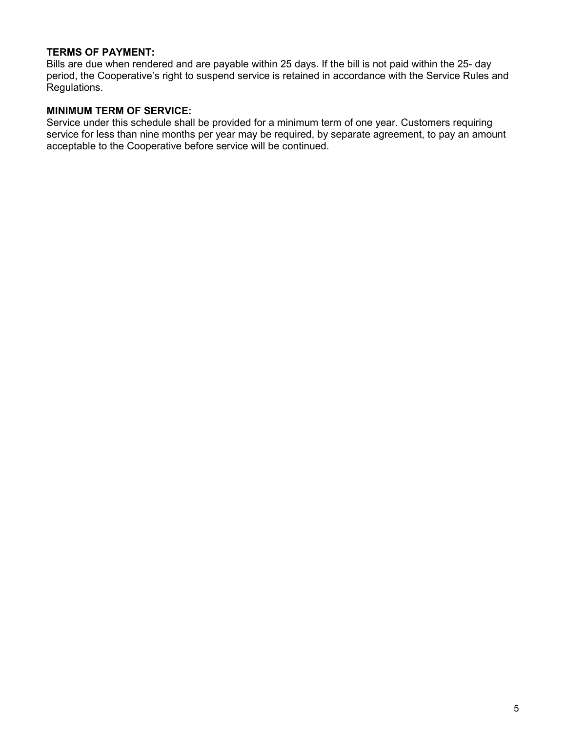**TERMS OF PAYMENT:**
Bills are due when rendered and are payable within 25 days. If the bill is not paid within the 25- day period, the Cooperative's right to suspend service is retained in accordance with the Service Rules and Regulations.

**MINIMUM TERM OF SERVICE:**
Service under this schedule shall be provided for a minimum term of one year. Customers requiring service for less than nine months per year may be required, by separate agreement, to pay an amount acceptable to the Cooperative before service will be continued.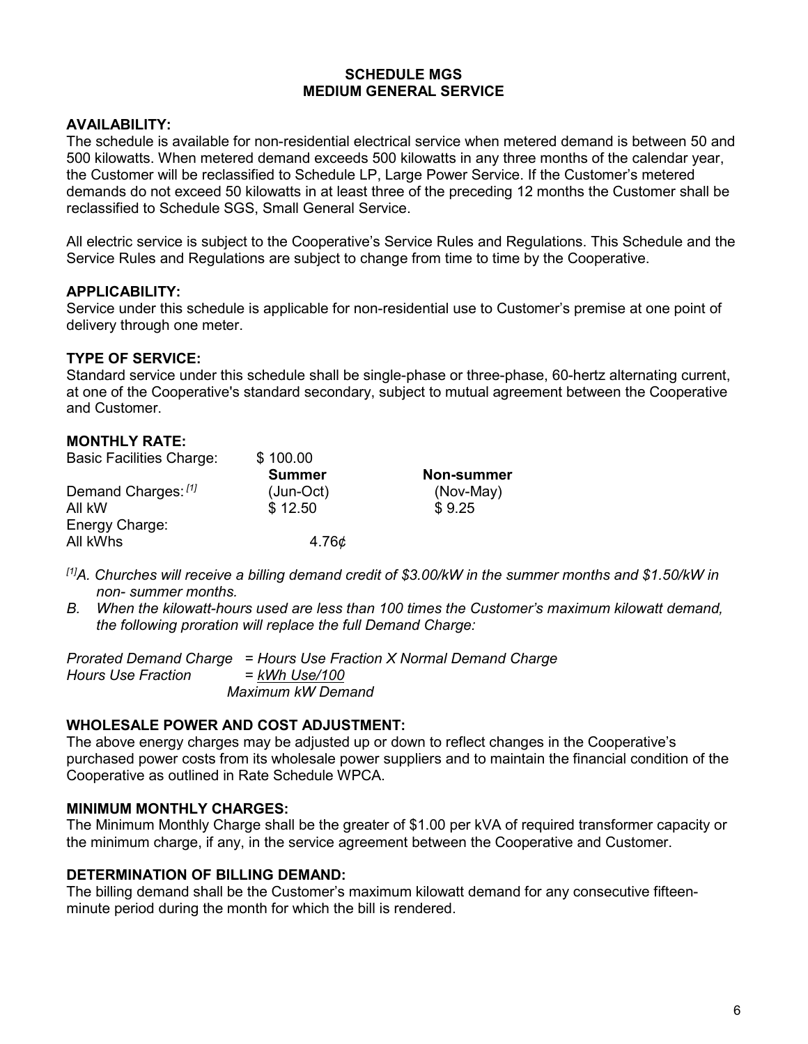# SCHEDULE MGS
# MEDIUM GENERAL SERVICE

**AVAILABILITY:**
The schedule is available for non-residential electrical service when metered demand is between 50 and 500 kilowatts. When metered demand exceeds 500 kilowatts in any three months of the calendar year, the Customer will be reclassified to Schedule LP, Large Power Service. If the Customer's metered demands do not exceed 50 kilowatts in at least three of the preceding 12 months the Customer shall be reclassified to Schedule SGS, Small General Service.

All electric service is subject to the Cooperative's Service Rules and Regulations. This Schedule and the Service Rules and Regulations are subject to change from time to time by the Cooperative.

**APPLICABILITY:**
Service under this schedule is applicable for non-residential use to Customer's premise at one point of delivery through one meter.

**TYPE OF SERVICE:**
Standard service under this schedule shall be single-phase or three-phase, 60-hertz alternating current, at one of the Cooperative's standard secondary, subject to mutual agreement between the Cooperative and Customer.

**MONTHLY RATE:**

| | | |
|---|---|---|
| Basic Facilities Charge: | \$ 100.00 | |
| | **Summer** | **Non-summer** |
| Demand Charges: [1] | (Jun-Oct) | (Nov-May) |
| All kW | \$ 12.50 | \$ 9.25 |
| Energy Charge: | | |
| All kWhs | 4.76¢ | |

*[1]A. Churches will receive a billing demand credit of \$3.00/kW in the summer months and \$1.50/kW in non- summer months.*

*B. When the kilowatt-hours used are less than 100 times the Customer's maximum kilowatt demand, the following proration will replace the full Demand Charge:*

*Prorated Demand Charge = Hours Use Fraction X Normal Demand Charge*

$$\text{Hours Use Fraction} = \frac{\text{kWh Use/100}}{\text{Maximum kW Demand}}$$

**WHOLESALE POWER AND COST ADJUSTMENT:**
The above energy charges may be adjusted up or down to reflect changes in the Cooperative's purchased power costs from its wholesale power suppliers and to maintain the financial condition of the Cooperative as outlined in Rate Schedule WPCA.

**MINIMUM MONTHLY CHARGES:**
The Minimum Monthly Charge shall be the greater of \$1.00 per kVA of required transformer capacity or the minimum charge, if any, in the service agreement between the Cooperative and Customer.

**DETERMINATION OF BILLING DEMAND:**
The billing demand shall be the Customer's maximum kilowatt demand for any consecutive fifteen-minute period during the month for which the bill is rendered.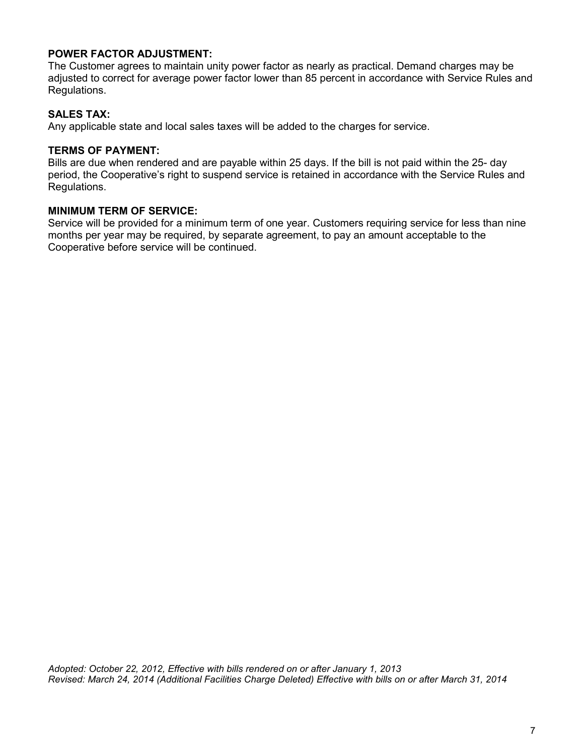**POWER FACTOR ADJUSTMENT:**
The Customer agrees to maintain unity power factor as nearly as practical. Demand charges may be adjusted to correct for average power factor lower than 85 percent in accordance with Service Rules and Regulations.

**SALES TAX:**
Any applicable state and local sales taxes will be added to the charges for service.

**TERMS OF PAYMENT:**
Bills are due when rendered and are payable within 25 days. If the bill is not paid within the 25- day period, the Cooperative's right to suspend service is retained in accordance with the Service Rules and Regulations.

**MINIMUM TERM OF SERVICE:**
Service will be provided for a minimum term of one year. Customers requiring service for less than nine months per year may be required, by separate agreement, to pay an amount acceptable to the Cooperative before service will be continued.

*Adopted: October 22, 2012, Effective with bills rendered on or after January 1, 2013*
*Revised: March 24, 2014 (Additional Facilities Charge Deleted) Effective with bills on or after March 31, 2014*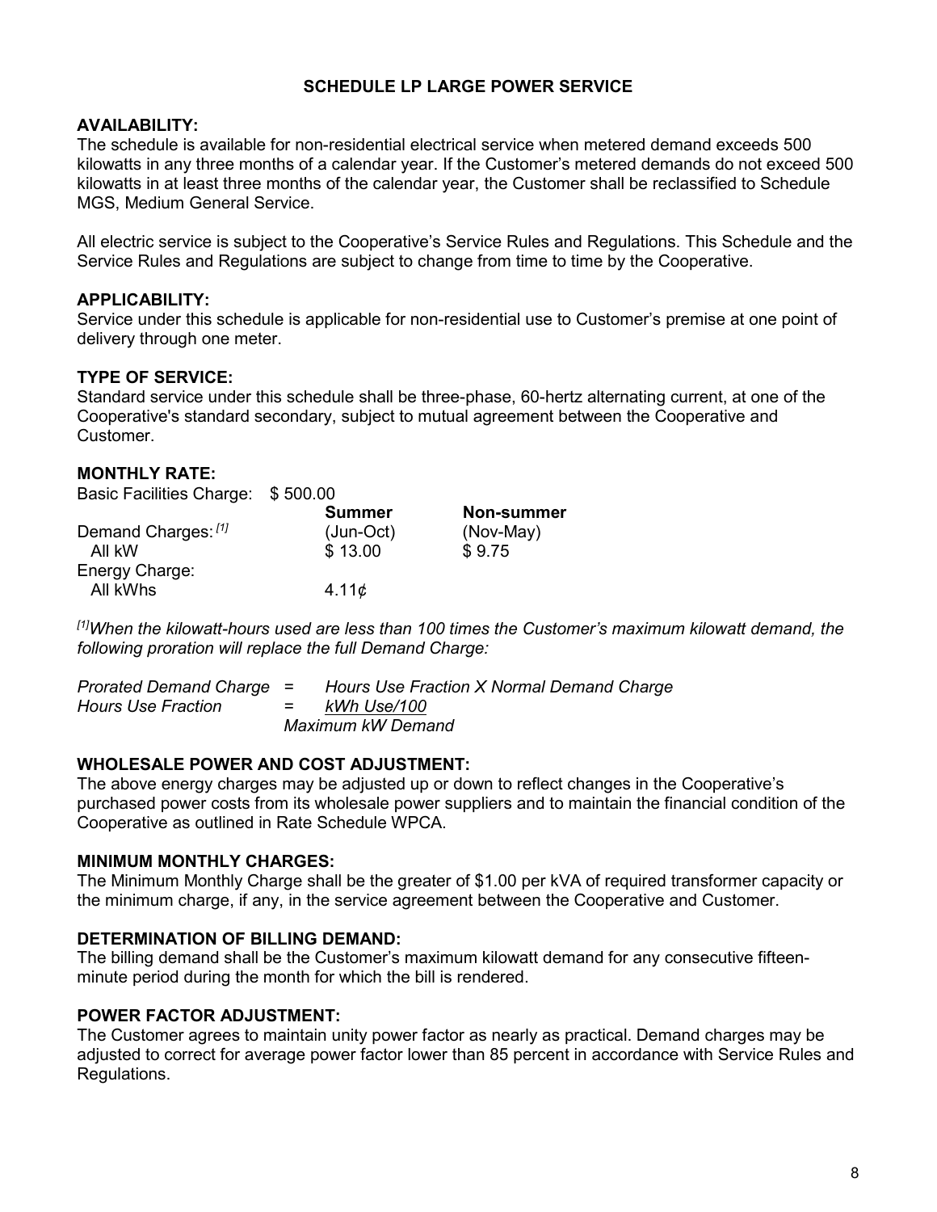# SCHEDULE LP LARGE POWER SERVICE

**AVAILABILITY:**
The schedule is available for non-residential electrical service when metered demand exceeds 500 kilowatts in any three months of a calendar year. If the Customer's metered demands do not exceed 500 kilowatts in at least three months of the calendar year, the Customer shall be reclassified to Schedule MGS, Medium General Service.

All electric service is subject to the Cooperative's Service Rules and Regulations. This Schedule and the Service Rules and Regulations are subject to change from time to time by the Cooperative.

**APPLICABILITY:**
Service under this schedule is applicable for non-residential use to Customer's premise at one point of delivery through one meter.

**TYPE OF SERVICE:**
Standard service under this schedule shall be three-phase, 60-hertz alternating current, at one of the Cooperative's standard secondary, subject to mutual agreement between the Cooperative and Customer.

**MONTHLY RATE:**

| Basic Facilities Charge: | $ 500.00 | |
|---|---|---|
| | **Summer** | **Non-summer** |
| Demand Charges: [1] | (Jun-Oct) | (Nov-May) |
| All kW | $ 13.00 | $ 9.75 |
| Energy Charge: | | |
| All kWhs | 4.11¢ | |

*[1]When the kilowatt-hours used are less than 100 times the Customer's maximum kilowatt demand, the following proration will replace the full Demand Charge:*

*Prorated Demand Charge = Hours Use Fraction X Normal Demand Charge*

$$\textit{Hours Use Fraction} = \frac{\textit{kWh Use}/100}{\textit{Maximum kW Demand}}$$

**WHOLESALE POWER AND COST ADJUSTMENT:**
The above energy charges may be adjusted up or down to reflect changes in the Cooperative's purchased power costs from its wholesale power suppliers and to maintain the financial condition of the Cooperative as outlined in Rate Schedule WPCA.

**MINIMUM MONTHLY CHARGES:**
The Minimum Monthly Charge shall be the greater of $1.00 per kVA of required transformer capacity or the minimum charge, if any, in the service agreement between the Cooperative and Customer.

**DETERMINATION OF BILLING DEMAND:**
The billing demand shall be the Customer's maximum kilowatt demand for any consecutive fifteen-minute period during the month for which the bill is rendered.

**POWER FACTOR ADJUSTMENT:**
The Customer agrees to maintain unity power factor as nearly as practical. Demand charges may be adjusted to correct for average power factor lower than 85 percent in accordance with Service Rules and Regulations.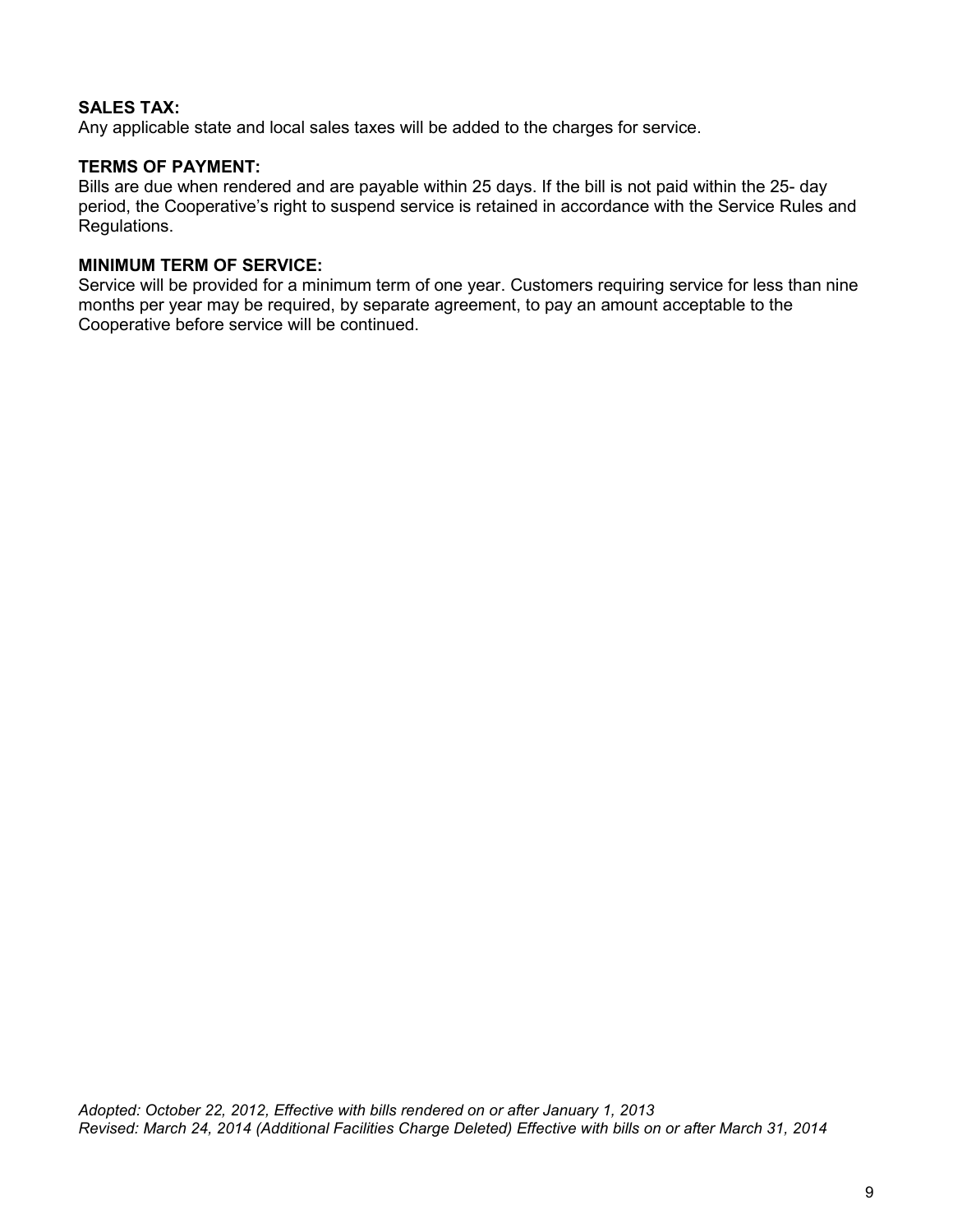**SALES TAX:**
Any applicable state and local sales taxes will be added to the charges for service.

**TERMS OF PAYMENT:**
Bills are due when rendered and are payable within 25 days. If the bill is not paid within the 25- day period, the Cooperative's right to suspend service is retained in accordance with the Service Rules and Regulations.

**MINIMUM TERM OF SERVICE:**
Service will be provided for a minimum term of one year. Customers requiring service for less than nine months per year may be required, by separate agreement, to pay an amount acceptable to the Cooperative before service will be continued.

*Adopted: October 22, 2012, Effective with bills rendered on or after January 1, 2013*
*Revised: March 24, 2014 (Additional Facilities Charge Deleted) Effective with bills on or after March 31, 2014*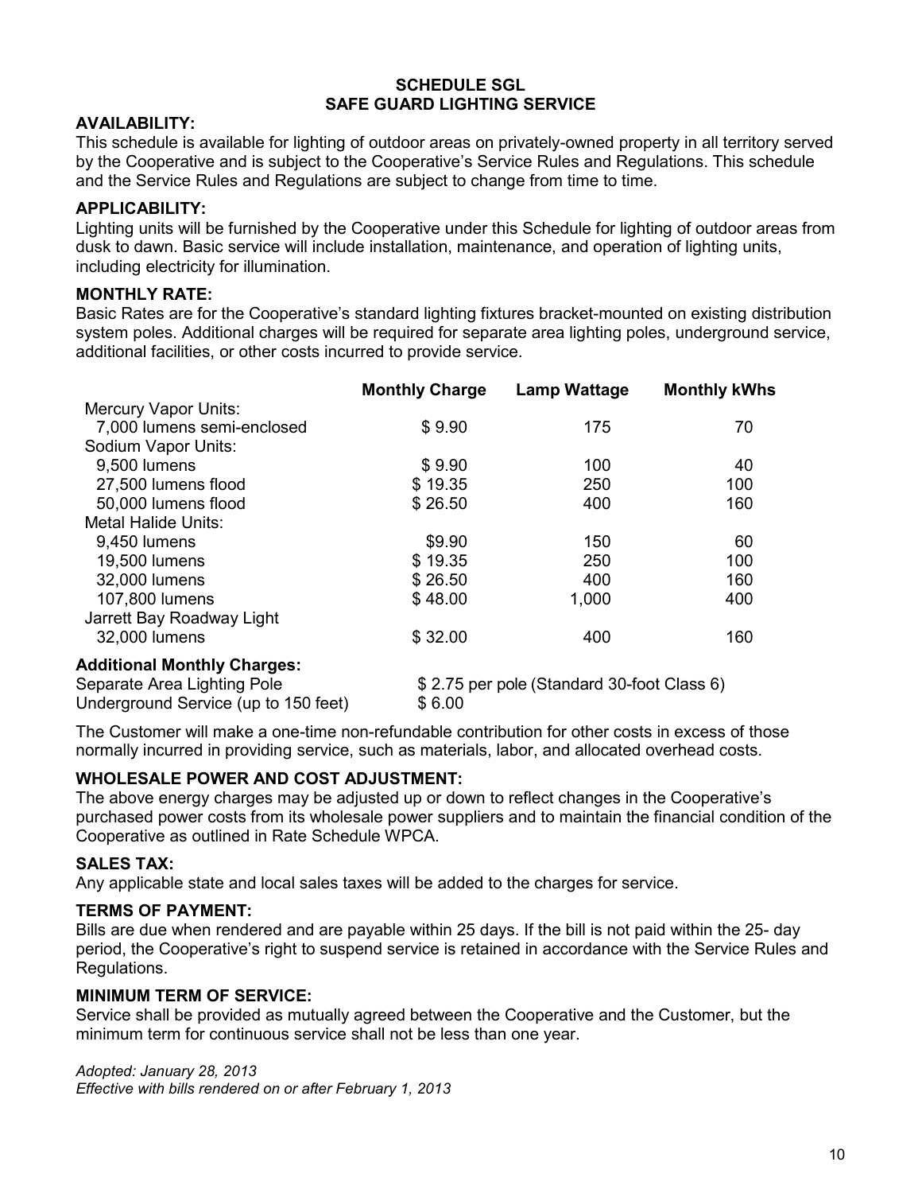## SCHEDULE SGL
## SAFE GUARD LIGHTING SERVICE

**AVAILABILITY:**
This schedule is available for lighting of outdoor areas on privately-owned property in all territory served by the Cooperative and is subject to the Cooperative's Service Rules and Regulations. This schedule and the Service Rules and Regulations are subject to change from time to time.

**APPLICABILITY:**
Lighting units will be furnished by the Cooperative under this Schedule for lighting of outdoor areas from dusk to dawn. Basic service will include installation, maintenance, and operation of lighting units, including electricity for illumination.

**MONTHLY RATE:**
Basic Rates are for the Cooperative's standard lighting fixtures bracket-mounted on existing distribution system poles. Additional charges will be required for separate area lighting poles, underground service, additional facilities, or other costs incurred to provide service.

| | Monthly Charge | Lamp Wattage | Monthly kWhs |
|---|---|---|---|
| Mercury Vapor Units: | | | |
| 7,000 lumens semi-enclosed | $ 9.90 | 175 | 70 |
| Sodium Vapor Units: | | | |
| 9,500 lumens | $ 9.90 | 100 | 40 |
| 27,500 lumens flood | $ 19.35 | 250 | 100 |
| 50,000 lumens flood | $ 26.50 | 400 | 160 |
| Metal Halide Units: | | | |
| 9,450 lumens | $9.90 | 150 | 60 |
| 19,500 lumens | $ 19.35 | 250 | 100 |
| 32,000 lumens | $ 26.50 | 400 | 160 |
| 107,800 lumens | $ 48.00 | 1,000 | 400 |
| Jarrett Bay Roadway Light | | | |
| 32,000 lumens | $ 32.00 | 400 | 160 |

**Additional Monthly Charges:**

| | |
|---|---|
| Separate Area Lighting Pole | $ 2.75 per pole (Standard 30-foot Class 6) |
| Underground Service (up to 150 feet) | $ 6.00 |

The Customer will make a one-time non-refundable contribution for other costs in excess of those normally incurred in providing service, such as materials, labor, and allocated overhead costs.

**WHOLESALE POWER AND COST ADJUSTMENT:**
The above energy charges may be adjusted up or down to reflect changes in the Cooperative's purchased power costs from its wholesale power suppliers and to maintain the financial condition of the Cooperative as outlined in Rate Schedule WPCA.

**SALES TAX:**
Any applicable state and local sales taxes will be added to the charges for service.

**TERMS OF PAYMENT:**
Bills are due when rendered and are payable within 25 days. If the bill is not paid within the 25- day period, the Cooperative's right to suspend service is retained in accordance with the Service Rules and Regulations.

**MINIMUM TERM OF SERVICE:**
Service shall be provided as mutually agreed between the Cooperative and the Customer, but the minimum term for continuous service shall not be less than one year.

*Adopted: January 28, 2013*
*Effective with bills rendered on or after February 1, 2013*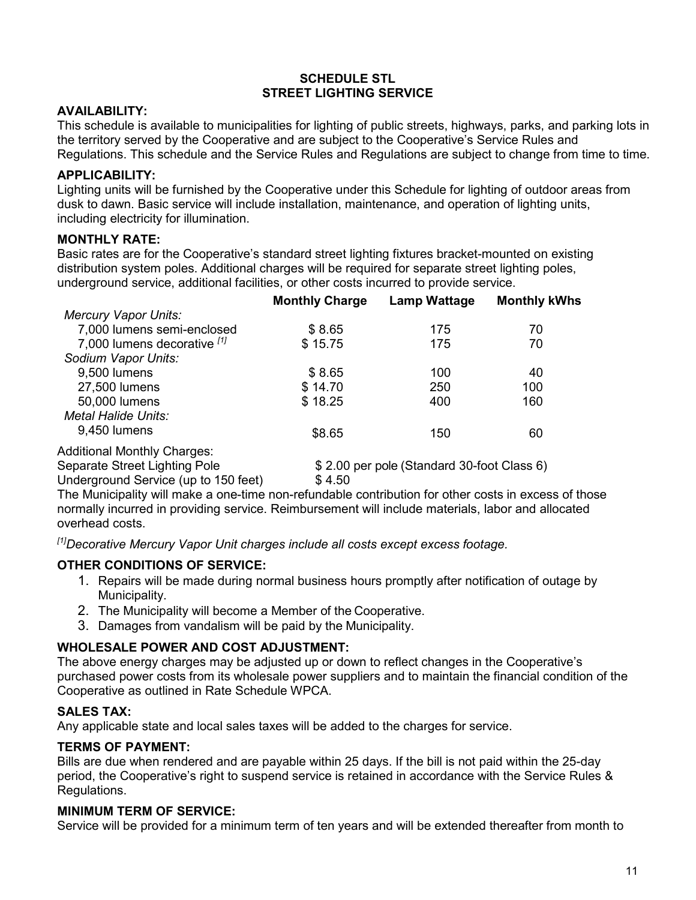# SCHEDULE STL
# STREET LIGHTING SERVICE

**AVAILABILITY:**

This schedule is available to municipalities for lighting of public streets, highways, parks, and parking lots in the territory served by the Cooperative and are subject to the Cooperative's Service Rules and Regulations. This schedule and the Service Rules and Regulations are subject to change from time to time.

**APPLICABILITY:**

Lighting units will be furnished by the Cooperative under this Schedule for lighting of outdoor areas from dusk to dawn. Basic service will include installation, maintenance, and operation of lighting units, including electricity for illumination.

**MONTHLY RATE:**

Basic rates are for the Cooperative's standard street lighting fixtures bracket-mounted on existing distribution system poles. Additional charges will be required for separate street lighting poles, underground service, additional facilities, or other costs incurred to provide service.

| | Monthly Charge | Lamp Wattage | Monthly kWhs |
|---|---|---|---|
| *Mercury Vapor Units:* | | | |
| 7,000 lumens semi-enclosed | $ 8.65 | 175 | 70 |
| 7,000 lumens decorative [1] | $ 15.75 | 175 | 70 |
| *Sodium Vapor Units:* | | | |
| 9,500 lumens | $ 8.65 | 100 | 40 |
| 27,500 lumens | $ 14.70 | 250 | 100 |
| 50,000 lumens | $ 18.25 | 400 | 160 |
| *Metal Halide Units:* | | | |
| 9,450 lumens | $8.65 | 150 | 60 |

Additional Monthly Charges:

Separate Street Lighting Pole $ 2.00 per pole (Standard 30-foot Class 6)

Underground Service (up to 150 feet) $ 4.50

The Municipality will make a one-time non-refundable contribution for other costs in excess of those normally incurred in providing service. Reimbursement will include materials, labor and allocated overhead costs.

*[1]Decorative Mercury Vapor Unit charges include all costs except excess footage.*

**OTHER CONDITIONS OF SERVICE:**

1. Repairs will be made during normal business hours promptly after notification of outage by Municipality.
2. The Municipality will become a Member of the Cooperative.
3. Damages from vandalism will be paid by the Municipality.

**WHOLESALE POWER AND COST ADJUSTMENT:**

The above energy charges may be adjusted up or down to reflect changes in the Cooperative's purchased power costs from its wholesale power suppliers and to maintain the financial condition of the Cooperative as outlined in Rate Schedule WPCA.

**SALES TAX:**

Any applicable state and local sales taxes will be added to the charges for service.

**TERMS OF PAYMENT:**

Bills are due when rendered and are payable within 25 days. If the bill is not paid within the 25-day period, the Cooperative's right to suspend service is retained in accordance with the Service Rules & Regulations.

**MINIMUM TERM OF SERVICE:**

Service will be provided for a minimum term of ten years and will be extended thereafter from month to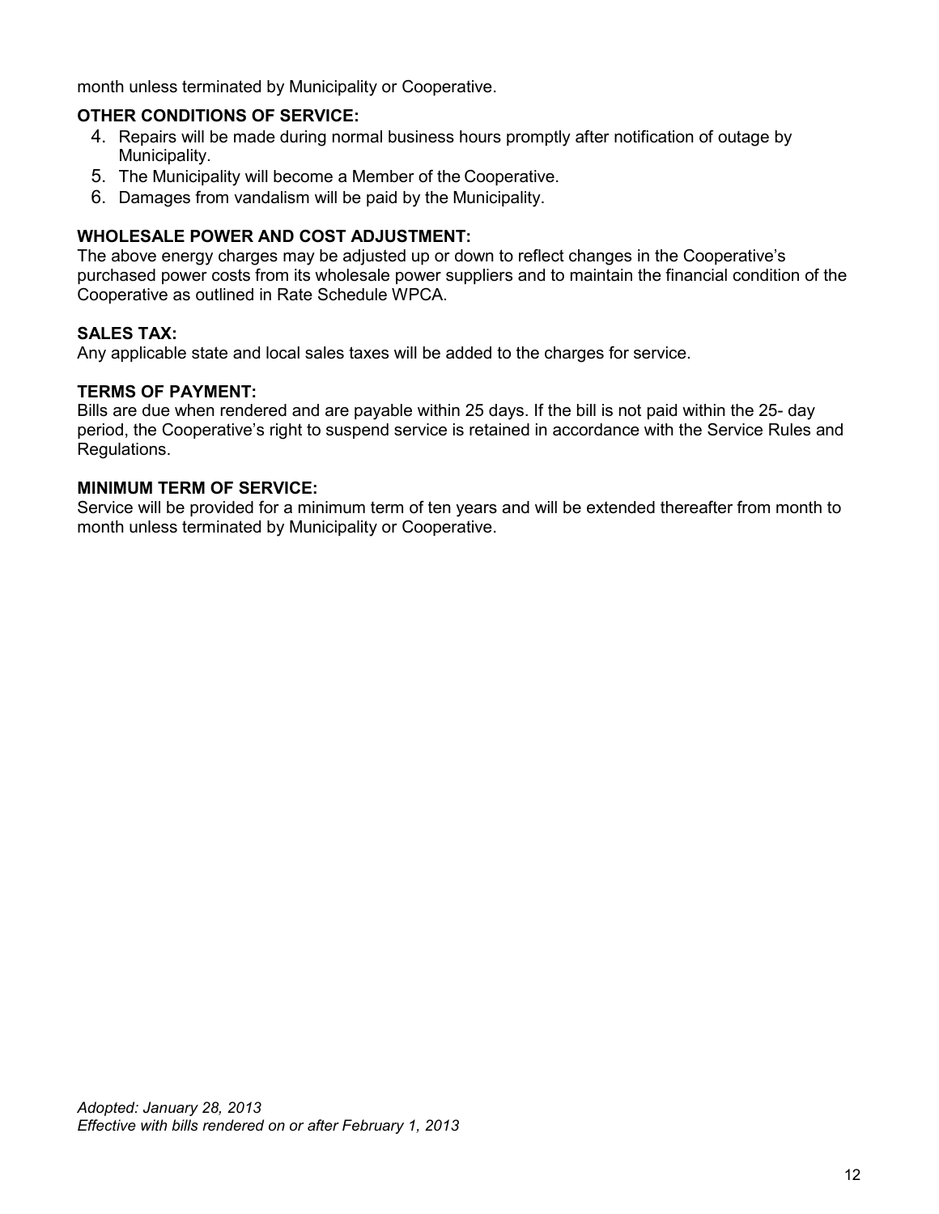month unless terminated by Municipality or Cooperative.

**OTHER CONDITIONS OF SERVICE:**

4. Repairs will be made during normal business hours promptly after notification of outage by Municipality.
5. The Municipality will become a Member of the Cooperative.
6. Damages from vandalism will be paid by the Municipality.

**WHOLESALE POWER AND COST ADJUSTMENT:**

The above energy charges may be adjusted up or down to reflect changes in the Cooperative's purchased power costs from its wholesale power suppliers and to maintain the financial condition of the Cooperative as outlined in Rate Schedule WPCA.

**SALES TAX:**

Any applicable state and local sales taxes will be added to the charges for service.

**TERMS OF PAYMENT:**

Bills are due when rendered and are payable within 25 days. If the bill is not paid within the 25- day period, the Cooperative's right to suspend service is retained in accordance with the Service Rules and Regulations.

**MINIMUM TERM OF SERVICE:**

Service will be provided for a minimum term of ten years and will be extended thereafter from month to month unless terminated by Municipality or Cooperative.

*Adopted: January 28, 2013*
*Effective with bills rendered on or after February 1, 2013*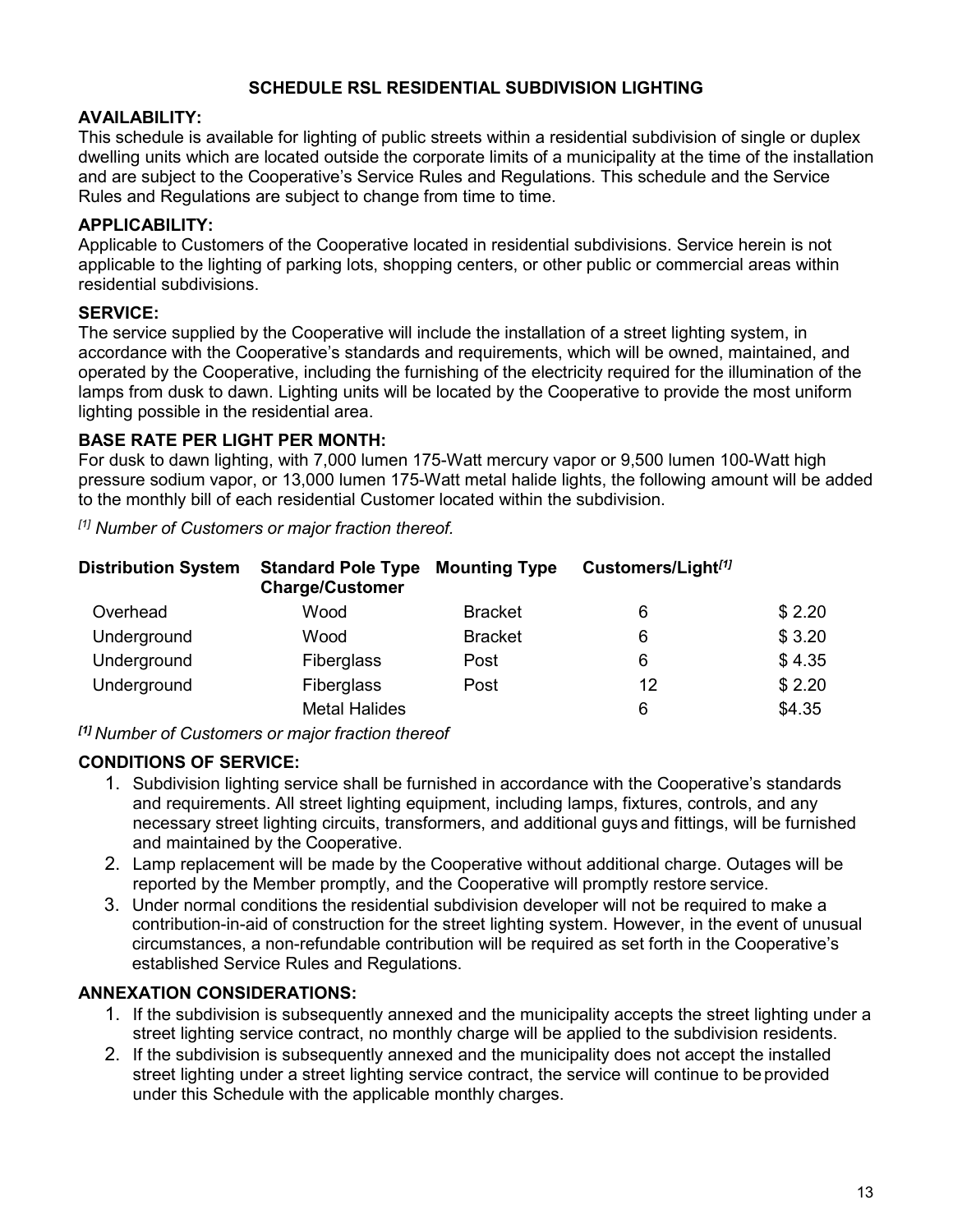# SCHEDULE RSL RESIDENTIAL SUBDIVISION LIGHTING

## AVAILABILITY:

This schedule is available for lighting of public streets within a residential subdivision of single or duplex dwelling units which are located outside the corporate limits of a municipality at the time of the installation and are subject to the Cooperative's Service Rules and Regulations. This schedule and the Service Rules and Regulations are subject to change from time to time.

## APPLICABILITY:

Applicable to Customers of the Cooperative located in residential subdivisions. Service herein is not applicable to the lighting of parking lots, shopping centers, or other public or commercial areas within residential subdivisions.

## SERVICE:

The service supplied by the Cooperative will include the installation of a street lighting system, in accordance with the Cooperative's standards and requirements, which will be owned, maintained, and operated by the Cooperative, including the furnishing of the electricity required for the illumination of the lamps from dusk to dawn. Lighting units will be located by the Cooperative to provide the most uniform lighting possible in the residential area.

## BASE RATE PER LIGHT PER MONTH:

For dusk to dawn lighting, with 7,000 lumen 175-Watt mercury vapor or 9,500 lumen 100-Watt high pressure sodium vapor, or 13,000 lumen 175-Watt metal halide lights, the following amount will be added to the monthly bill of each residential Customer located within the subdivision.

*[1] Number of Customers or major fraction thereof.*

| Distribution System | Standard Pole Type Charge/Customer | Mounting Type | Customers/Light[1] | |
|---|---|---|---|---|
| Overhead | Wood | Bracket | 6 | $ 2.20 |
| Underground | Wood | Bracket | 6 | $ 3.20 |
| Underground | Fiberglass | Post | 6 | $ 4.35 |
| Underground | Fiberglass | Post | 12 | $ 2.20 |
| | Metal Halides | | 6 | $4.35 |

***[1]** Number of Customers or major fraction thereof*

## CONDITIONS OF SERVICE:

1. Subdivision lighting service shall be furnished in accordance with the Cooperative's standards and requirements. All street lighting equipment, including lamps, fixtures, controls, and any necessary street lighting circuits, transformers, and additional guys and fittings, will be furnished and maintained by the Cooperative.
2. Lamp replacement will be made by the Cooperative without additional charge. Outages will be reported by the Member promptly, and the Cooperative will promptly restore service.
3. Under normal conditions the residential subdivision developer will not be required to make a contribution-in-aid of construction for the street lighting system. However, in the event of unusual circumstances, a non-refundable contribution will be required as set forth in the Cooperative's established Service Rules and Regulations.

## ANNEXATION CONSIDERATIONS:

1. If the subdivision is subsequently annexed and the municipality accepts the street lighting under a street lighting service contract, no monthly charge will be applied to the subdivision residents.
2. If the subdivision is subsequently annexed and the municipality does not accept the installed street lighting under a street lighting service contract, the service will continue to be provided under this Schedule with the applicable monthly charges.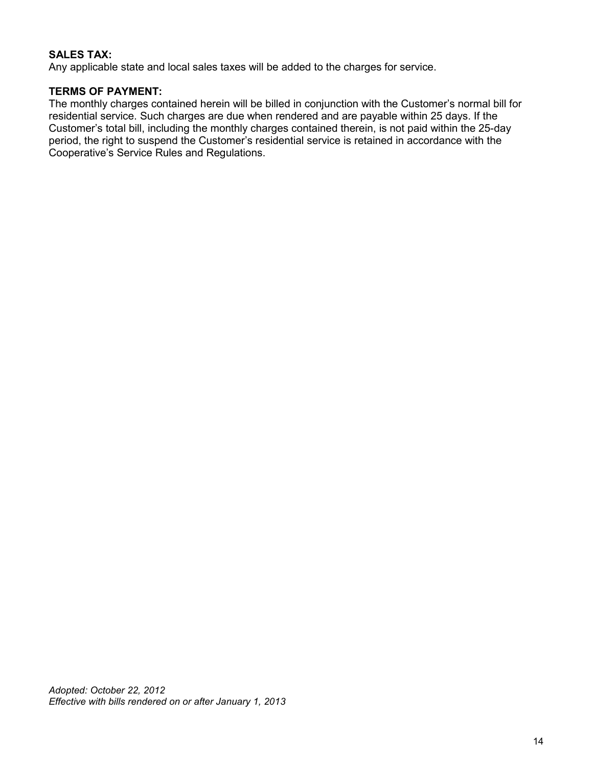**SALES TAX:**
Any applicable state and local sales taxes will be added to the charges for service.

**TERMS OF PAYMENT:**
The monthly charges contained herein will be billed in conjunction with the Customer's normal bill for residential service. Such charges are due when rendered and are payable within 25 days. If the Customer's total bill, including the monthly charges contained therein, is not paid within the 25-day period, the right to suspend the Customer's residential service is retained in accordance with the Cooperative's Service Rules and Regulations.

*Adopted: October 22, 2012*
*Effective with bills rendered on or after January 1, 2013*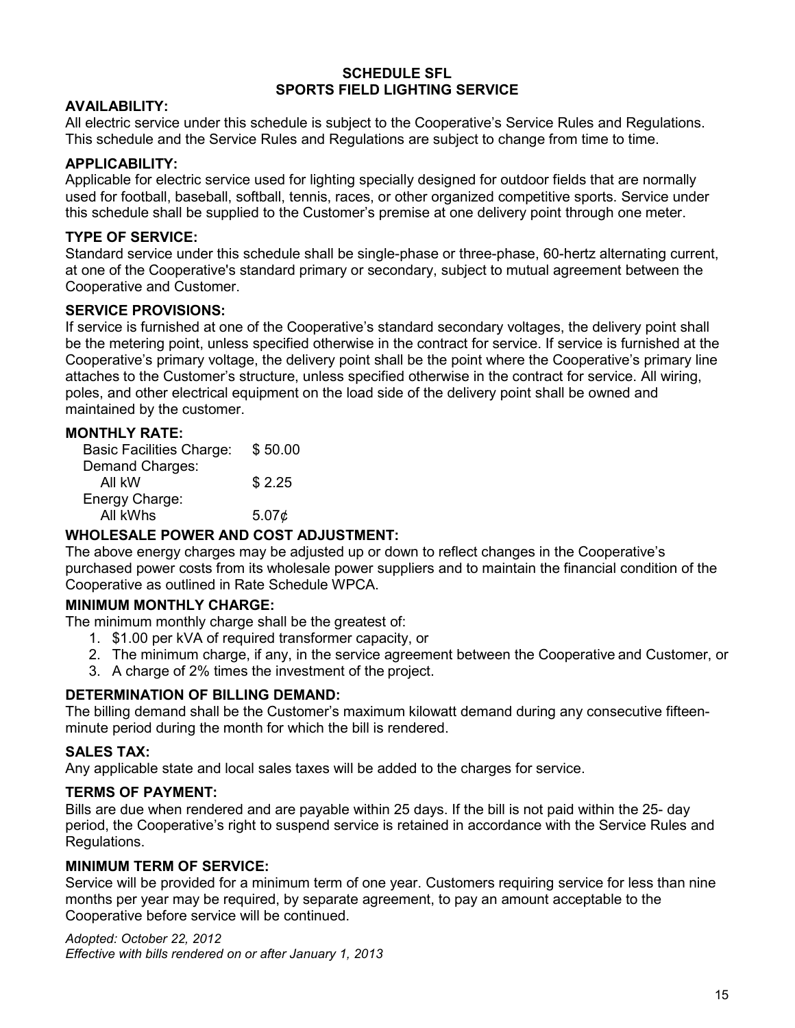# SCHEDULE SFL
# SPORTS FIELD LIGHTING SERVICE

**AVAILABILITY:**

All electric service under this schedule is subject to the Cooperative's Service Rules and Regulations. This schedule and the Service Rules and Regulations are subject to change from time to time.

**APPLICABILITY:**

Applicable for electric service used for lighting specially designed for outdoor fields that are normally used for football, baseball, softball, tennis, races, or other organized competitive sports. Service under this schedule shall be supplied to the Customer's premise at one delivery point through one meter.

**TYPE OF SERVICE:**

Standard service under this schedule shall be single-phase or three-phase, 60-hertz alternating current, at one of the Cooperative's standard primary or secondary, subject to mutual agreement between the Cooperative and Customer.

**SERVICE PROVISIONS:**

If service is furnished at one of the Cooperative's standard secondary voltages, the delivery point shall be the metering point, unless specified otherwise in the contract for service. If service is furnished at the Cooperative's primary voltage, the delivery point shall be the point where the Cooperative's primary line attaches to the Customer's structure, unless specified otherwise in the contract for service. All wiring, poles, and other electrical equipment on the load side of the delivery point shall be owned and maintained by the customer.

**MONTHLY RATE:**

| | |
|---|---|
| Basic Facilities Charge: | $ 50.00 |
| Demand Charges: | |
| All kW | $ 2.25 |
| Energy Charge: | |
| All kWhs | 5.07¢ |

**WHOLESALE POWER AND COST ADJUSTMENT:**

The above energy charges may be adjusted up or down to reflect changes in the Cooperative's purchased power costs from its wholesale power suppliers and to maintain the financial condition of the Cooperative as outlined in Rate Schedule WPCA.

**MINIMUM MONTHLY CHARGE:**

The minimum monthly charge shall be the greatest of:

1. $1.00 per kVA of required transformer capacity, or
2. The minimum charge, if any, in the service agreement between the Cooperative and Customer, or
3. A charge of 2% times the investment of the project.

**DETERMINATION OF BILLING DEMAND:**

The billing demand shall be the Customer's maximum kilowatt demand during any consecutive fifteen-minute period during the month for which the bill is rendered.

**SALES TAX:**

Any applicable state and local sales taxes will be added to the charges for service.

**TERMS OF PAYMENT:**

Bills are due when rendered and are payable within 25 days. If the bill is not paid within the 25- day period, the Cooperative's right to suspend service is retained in accordance with the Service Rules and Regulations.

**MINIMUM TERM OF SERVICE:**

Service will be provided for a minimum term of one year. Customers requiring service for less than nine months per year may be required, by separate agreement, to pay an amount acceptable to the Cooperative before service will be continued.

*Adopted: October 22, 2012*
*Effective with bills rendered on or after January 1, 2013*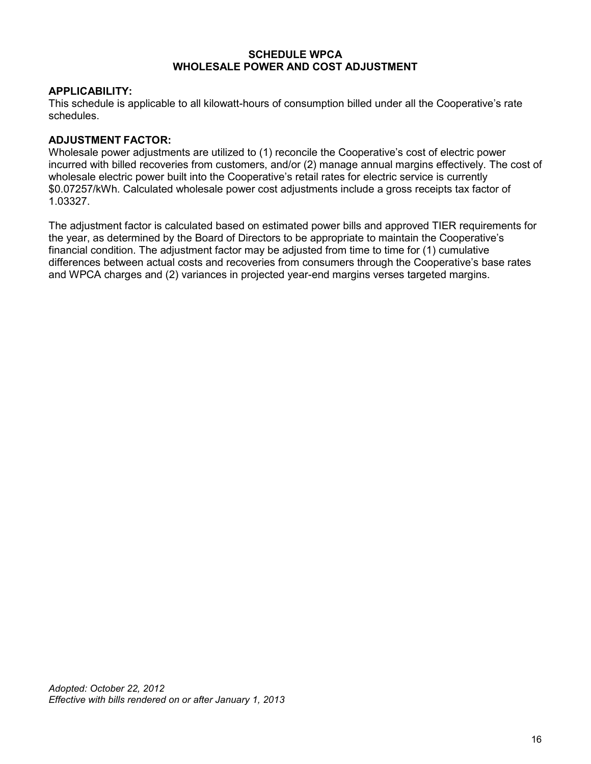# SCHEDULE WPCA
# WHOLESALE POWER AND COST ADJUSTMENT

**APPLICABILITY:**
This schedule is applicable to all kilowatt-hours of consumption billed under all the Cooperative's rate schedules.

**ADJUSTMENT FACTOR:**
Wholesale power adjustments are utilized to (1) reconcile the Cooperative's cost of electric power incurred with billed recoveries from customers, and/or (2) manage annual margins effectively. The cost of wholesale electric power built into the Cooperative's retail rates for electric service is currently $0.07257/kWh. Calculated wholesale power cost adjustments include a gross receipts tax factor of 1.03327.

The adjustment factor is calculated based on estimated power bills and approved TIER requirements for the year, as determined by the Board of Directors to be appropriate to maintain the Cooperative's financial condition. The adjustment factor may be adjusted from time to time for (1) cumulative differences between actual costs and recoveries from consumers through the Cooperative's base rates and WPCA charges and (2) variances in projected year-end margins verses targeted margins.

*Adopted: October 22, 2012*
*Effective with bills rendered on or after January 1, 2013*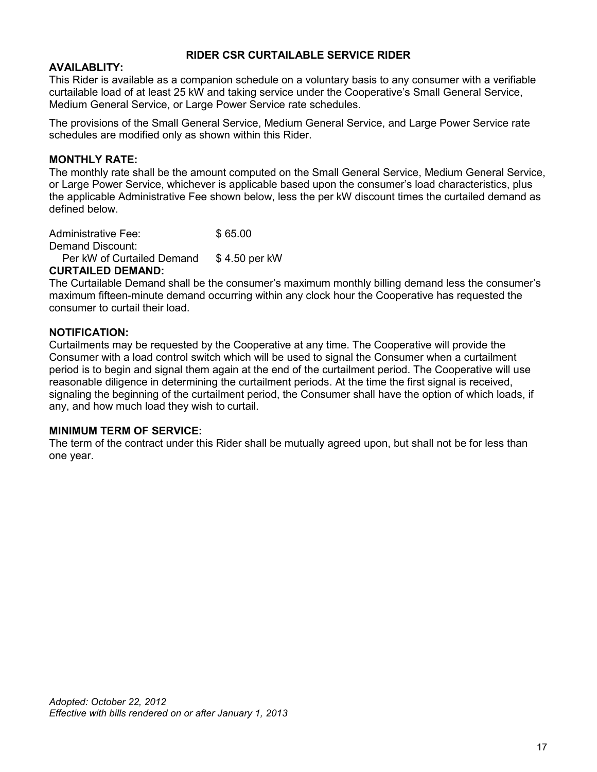## RIDER CSR CURTAILABLE SERVICE RIDER

**AVAILABLITY:**
This Rider is available as a companion schedule on a voluntary basis to any consumer with a verifiable curtailable load of at least 25 kW and taking service under the Cooperative's Small General Service, Medium General Service, or Large Power Service rate schedules.

The provisions of the Small General Service, Medium General Service, and Large Power Service rate schedules are modified only as shown within this Rider.

**MONTHLY RATE:**
The monthly rate shall be the amount computed on the Small General Service, Medium General Service, or Large Power Service, whichever is applicable based upon the consumer's load characteristics, plus the applicable Administrative Fee shown below, less the per kW discount times the curtailed demand as defined below.

| | |
|---|---|
| Administrative Fee: | $ 65.00 |
| Demand Discount: | |
| Per kW of Curtailed Demand | $ 4.50 per kW |

**CURTAILED DEMAND:**
The Curtailable Demand shall be the consumer's maximum monthly billing demand less the consumer's maximum fifteen-minute demand occurring within any clock hour the Cooperative has requested the consumer to curtail their load.

**NOTIFICATION:**
Curtailments may be requested by the Cooperative at any time. The Cooperative will provide the Consumer with a load control switch which will be used to signal the Consumer when a curtailment period is to begin and signal them again at the end of the curtailment period. The Cooperative will use reasonable diligence in determining the curtailment periods. At the time the first signal is received, signaling the beginning of the curtailment period, the Consumer shall have the option of which loads, if any, and how much load they wish to curtail.

**MINIMUM TERM OF SERVICE:**
The term of the contract under this Rider shall be mutually agreed upon, but shall not be for less than one year.

*Adopted: October 22, 2012*
*Effective with bills rendered on or after January 1, 2013*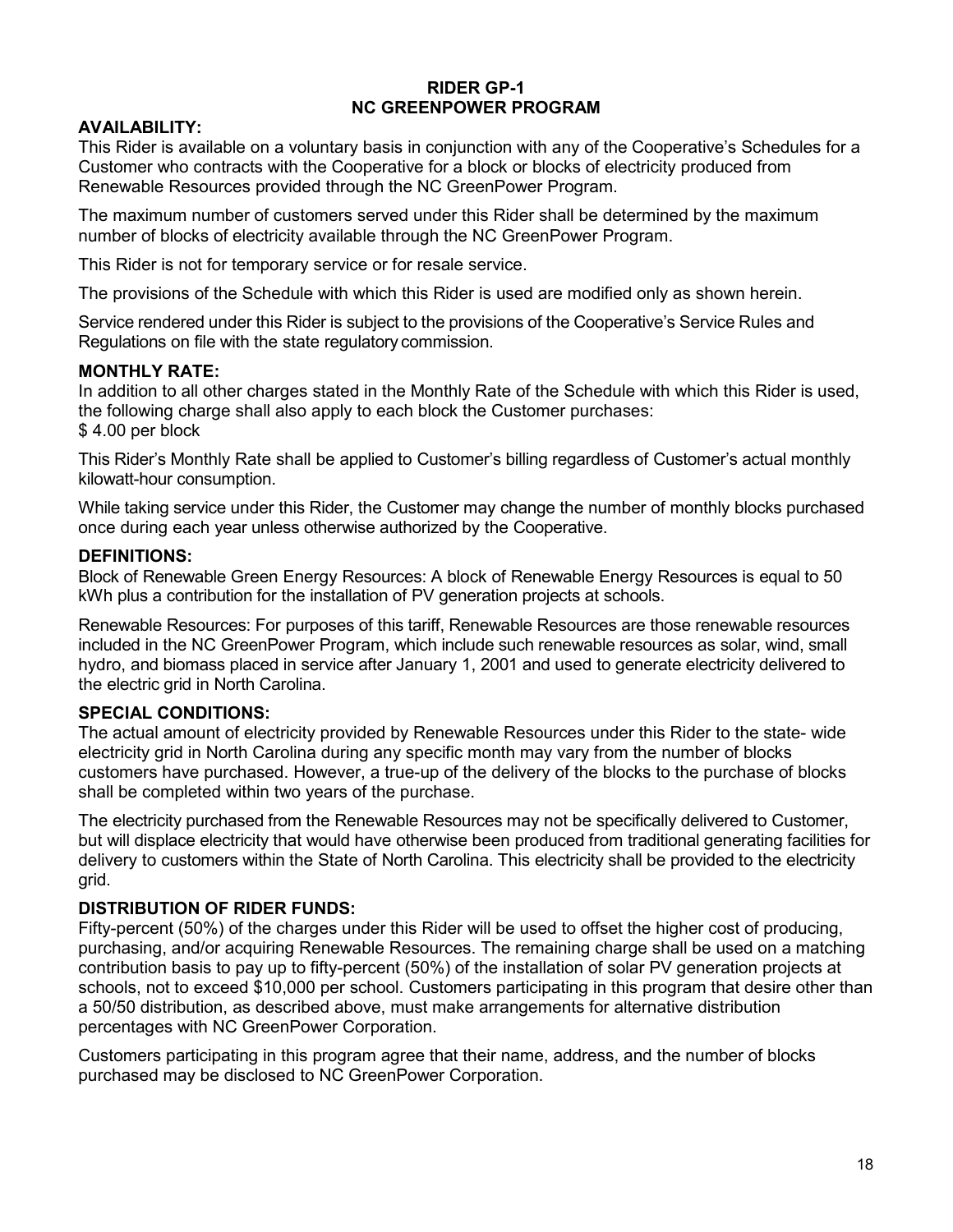# RIDER GP-1
# NC GREENPOWER PROGRAM

## AVAILABILITY:

This Rider is available on a voluntary basis in conjunction with any of the Cooperative's Schedules for a Customer who contracts with the Cooperative for a block or blocks of electricity produced from Renewable Resources provided through the NC GreenPower Program.

The maximum number of customers served under this Rider shall be determined by the maximum number of blocks of electricity available through the NC GreenPower Program.

This Rider is not for temporary service or for resale service.

The provisions of the Schedule with which this Rider is used are modified only as shown herein.

Service rendered under this Rider is subject to the provisions of the Cooperative's Service Rules and Regulations on file with the state regulatory commission.

## MONTHLY RATE:

In addition to all other charges stated in the Monthly Rate of the Schedule with which this Rider is used, the following charge shall also apply to each block the Customer purchases:
$ 4.00 per block

This Rider's Monthly Rate shall be applied to Customer's billing regardless of Customer's actual monthly kilowatt-hour consumption.

While taking service under this Rider, the Customer may change the number of monthly blocks purchased once during each year unless otherwise authorized by the Cooperative.

## DEFINITIONS:

Block of Renewable Green Energy Resources: A block of Renewable Energy Resources is equal to 50 kWh plus a contribution for the installation of PV generation projects at schools.

Renewable Resources: For purposes of this tariff, Renewable Resources are those renewable resources included in the NC GreenPower Program, which include such renewable resources as solar, wind, small hydro, and biomass placed in service after January 1, 2001 and used to generate electricity delivered to the electric grid in North Carolina.

## SPECIAL CONDITIONS:

The actual amount of electricity provided by Renewable Resources under this Rider to the state- wide electricity grid in North Carolina during any specific month may vary from the number of blocks customers have purchased. However, a true-up of the delivery of the blocks to the purchase of blocks shall be completed within two years of the purchase.

The electricity purchased from the Renewable Resources may not be specifically delivered to Customer, but will displace electricity that would have otherwise been produced from traditional generating facilities for delivery to customers within the State of North Carolina. This electricity shall be provided to the electricity grid.

## DISTRIBUTION OF RIDER FUNDS:

Fifty-percent (50%) of the charges under this Rider will be used to offset the higher cost of producing, purchasing, and/or acquiring Renewable Resources. The remaining charge shall be used on a matching contribution basis to pay up to fifty-percent (50%) of the installation of solar PV generation projects at schools, not to exceed $10,000 per school. Customers participating in this program that desire other than a 50/50 distribution, as described above, must make arrangements for alternative distribution percentages with NC GreenPower Corporation.

Customers participating in this program agree that their name, address, and the number of blocks purchased may be disclosed to NC GreenPower Corporation.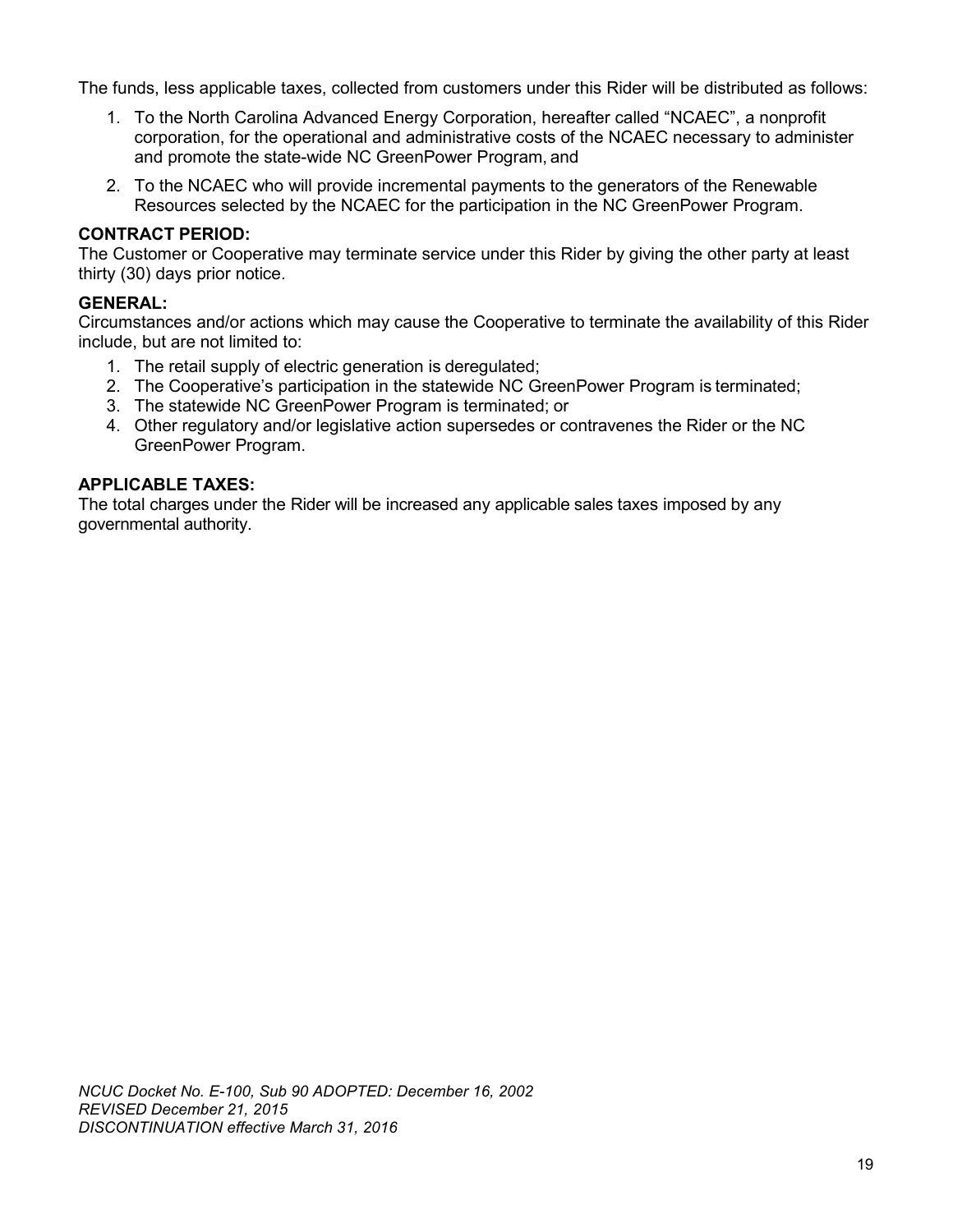The funds, less applicable taxes, collected from customers under this Rider will be distributed as follows:

1. To the North Carolina Advanced Energy Corporation, hereafter called "NCAEC", a nonprofit corporation, for the operational and administrative costs of the NCAEC necessary to administer and promote the state-wide NC GreenPower Program, and
2. To the NCAEC who will provide incremental payments to the generators of the Renewable Resources selected by the NCAEC for the participation in the NC GreenPower Program.

**CONTRACT PERIOD:**
The Customer or Cooperative may terminate service under this Rider by giving the other party at least thirty (30) days prior notice.

**GENERAL:**
Circumstances and/or actions which may cause the Cooperative to terminate the availability of this Rider include, but are not limited to:

1. The retail supply of electric generation is deregulated;
2. The Cooperative's participation in the statewide NC GreenPower Program is terminated;
3. The statewide NC GreenPower Program is terminated; or
4. Other regulatory and/or legislative action supersedes or contravenes the Rider or the NC GreenPower Program.

**APPLICABLE TAXES:**
The total charges under the Rider will be increased any applicable sales taxes imposed by any governmental authority.

*NCUC Docket No. E-100, Sub 90 ADOPTED: December 16, 2002*
*REVISED December 21, 2015*
*DISCONTINUATION effective March 31, 2016*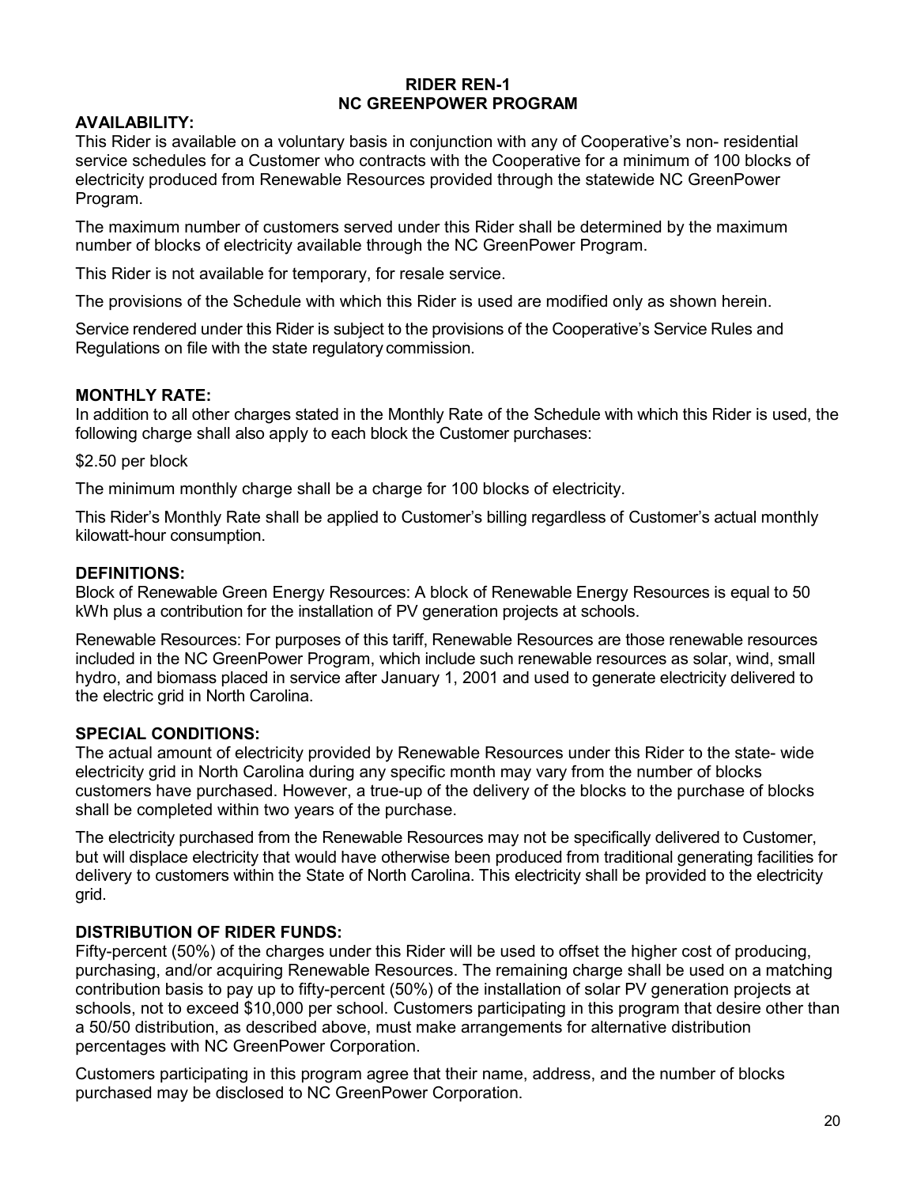# RIDER REN-1
# NC GREENPOWER PROGRAM

**AVAILABILITY:**

This Rider is available on a voluntary basis in conjunction with any of Cooperative's non- residential service schedules for a Customer who contracts with the Cooperative for a minimum of 100 blocks of electricity produced from Renewable Resources provided through the statewide NC GreenPower Program.

The maximum number of customers served under this Rider shall be determined by the maximum number of blocks of electricity available through the NC GreenPower Program.

This Rider is not available for temporary, for resale service.

The provisions of the Schedule with which this Rider is used are modified only as shown herein.

Service rendered under this Rider is subject to the provisions of the Cooperative's Service Rules and Regulations on file with the state regulatory commission.

**MONTHLY RATE:**

In addition to all other charges stated in the Monthly Rate of the Schedule with which this Rider is used, the following charge shall also apply to each block the Customer purchases:

\$2.50 per block

The minimum monthly charge shall be a charge for 100 blocks of electricity.

This Rider's Monthly Rate shall be applied to Customer's billing regardless of Customer's actual monthly kilowatt-hour consumption.

**DEFINITIONS:**

Block of Renewable Green Energy Resources: A block of Renewable Energy Resources is equal to 50 kWh plus a contribution for the installation of PV generation projects at schools.

Renewable Resources: For purposes of this tariff, Renewable Resources are those renewable resources included in the NC GreenPower Program, which include such renewable resources as solar, wind, small hydro, and biomass placed in service after January 1, 2001 and used to generate electricity delivered to the electric grid in North Carolina.

**SPECIAL CONDITIONS:**

The actual amount of electricity provided by Renewable Resources under this Rider to the state- wide electricity grid in North Carolina during any specific month may vary from the number of blocks customers have purchased. However, a true-up of the delivery of the blocks to the purchase of blocks shall be completed within two years of the purchase.

The electricity purchased from the Renewable Resources may not be specifically delivered to Customer, but will displace electricity that would have otherwise been produced from traditional generating facilities for delivery to customers within the State of North Carolina. This electricity shall be provided to the electricity grid.

**DISTRIBUTION OF RIDER FUNDS:**

Fifty-percent (50%) of the charges under this Rider will be used to offset the higher cost of producing, purchasing, and/or acquiring Renewable Resources. The remaining charge shall be used on a matching contribution basis to pay up to fifty-percent (50%) of the installation of solar PV generation projects at schools, not to exceed \$10,000 per school. Customers participating in this program that desire other than a 50/50 distribution, as described above, must make arrangements for alternative distribution percentages with NC GreenPower Corporation.

Customers participating in this program agree that their name, address, and the number of blocks purchased may be disclosed to NC GreenPower Corporation.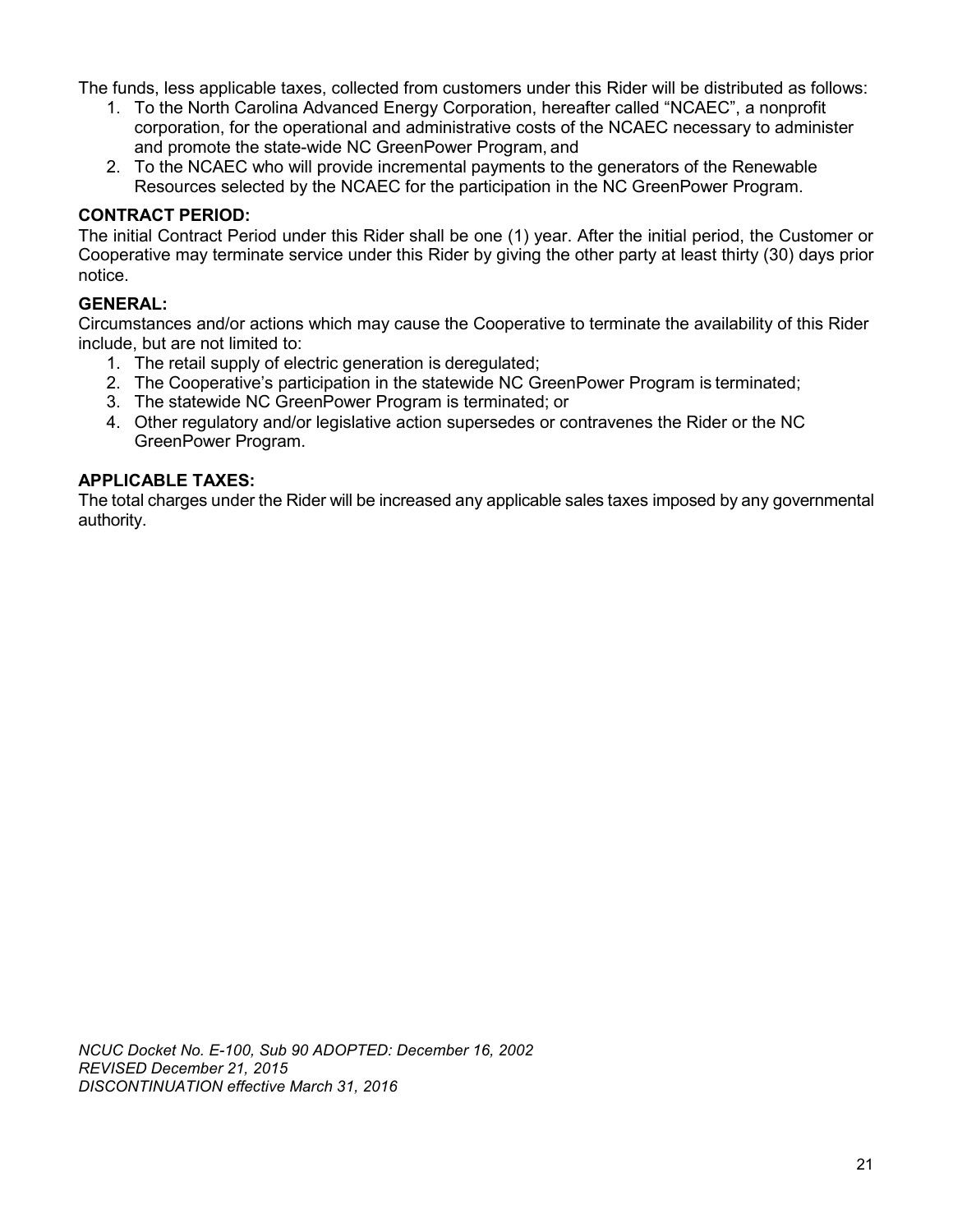The funds, less applicable taxes, collected from customers under this Rider will be distributed as follows:

1. To the North Carolina Advanced Energy Corporation, hereafter called "NCAEC", a nonprofit corporation, for the operational and administrative costs of the NCAEC necessary to administer and promote the state-wide NC GreenPower Program, and
2. To the NCAEC who will provide incremental payments to the generators of the Renewable Resources selected by the NCAEC for the participation in the NC GreenPower Program.

**CONTRACT PERIOD:**

The initial Contract Period under this Rider shall be one (1) year. After the initial period, the Customer or Cooperative may terminate service under this Rider by giving the other party at least thirty (30) days prior notice.

**GENERAL:**

Circumstances and/or actions which may cause the Cooperative to terminate the availability of this Rider include, but are not limited to:

1. The retail supply of electric generation is deregulated;
2. The Cooperative's participation in the statewide NC GreenPower Program is terminated;
3. The statewide NC GreenPower Program is terminated; or
4. Other regulatory and/or legislative action supersedes or contravenes the Rider or the NC GreenPower Program.

**APPLICABLE TAXES:**

The total charges under the Rider will be increased any applicable sales taxes imposed by any governmental authority.

*NCUC Docket No. E-100, Sub 90 ADOPTED: December 16, 2002*
*REVISED December 21, 2015*
*DISCONTINUATION effective March 31, 2016*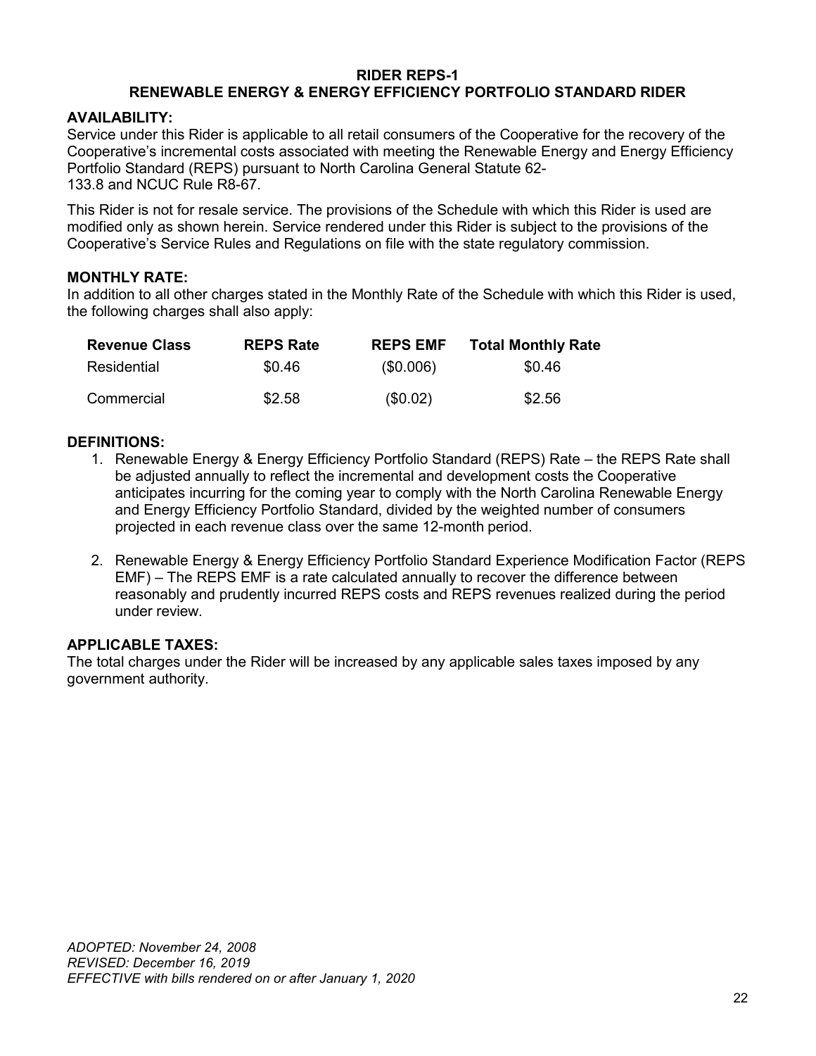## RIDER REPS-1
## RENEWABLE ENERGY & ENERGY EFFICIENCY PORTFOLIO STANDARD RIDER

**AVAILABILITY:**
Service under this Rider is applicable to all retail consumers of the Cooperative for the recovery of the Cooperative's incremental costs associated with meeting the Renewable Energy and Energy Efficiency Portfolio Standard (REPS) pursuant to North Carolina General Statute 62-133.8 and NCUC Rule R8-67.

This Rider is not for resale service. The provisions of the Schedule with which this Rider is used are modified only as shown herein. Service rendered under this Rider is subject to the provisions of the Cooperative's Service Rules and Regulations on file with the state regulatory commission.

**MONTHLY RATE:**
In addition to all other charges stated in the Monthly Rate of the Schedule with which this Rider is used, the following charges shall also apply:

| Revenue Class | REPS Rate | REPS EMF | Total Monthly Rate |
|---|---|---|---|
| Residential | $0.46 | ($0.006) | $0.46 |
| Commercial | $2.58 | ($0.02) | $2.56 |

**DEFINITIONS:**

1. Renewable Energy & Energy Efficiency Portfolio Standard (REPS) Rate – the REPS Rate shall be adjusted annually to reflect the incremental and development costs the Cooperative anticipates incurring for the coming year to comply with the North Carolina Renewable Energy and Energy Efficiency Portfolio Standard, divided by the weighted number of consumers projected in each revenue class over the same 12-month period.
2. Renewable Energy & Energy Efficiency Portfolio Standard Experience Modification Factor (REPS EMF) – The REPS EMF is a rate calculated annually to recover the difference between reasonably and prudently incurred REPS costs and REPS revenues realized during the period under review.

**APPLICABLE TAXES:**
The total charges under the Rider will be increased by any applicable sales taxes imposed by any government authority.

*ADOPTED: November 24, 2008*
*REVISED: December 16, 2019*
*EFFECTIVE with bills rendered on or after January 1, 2020*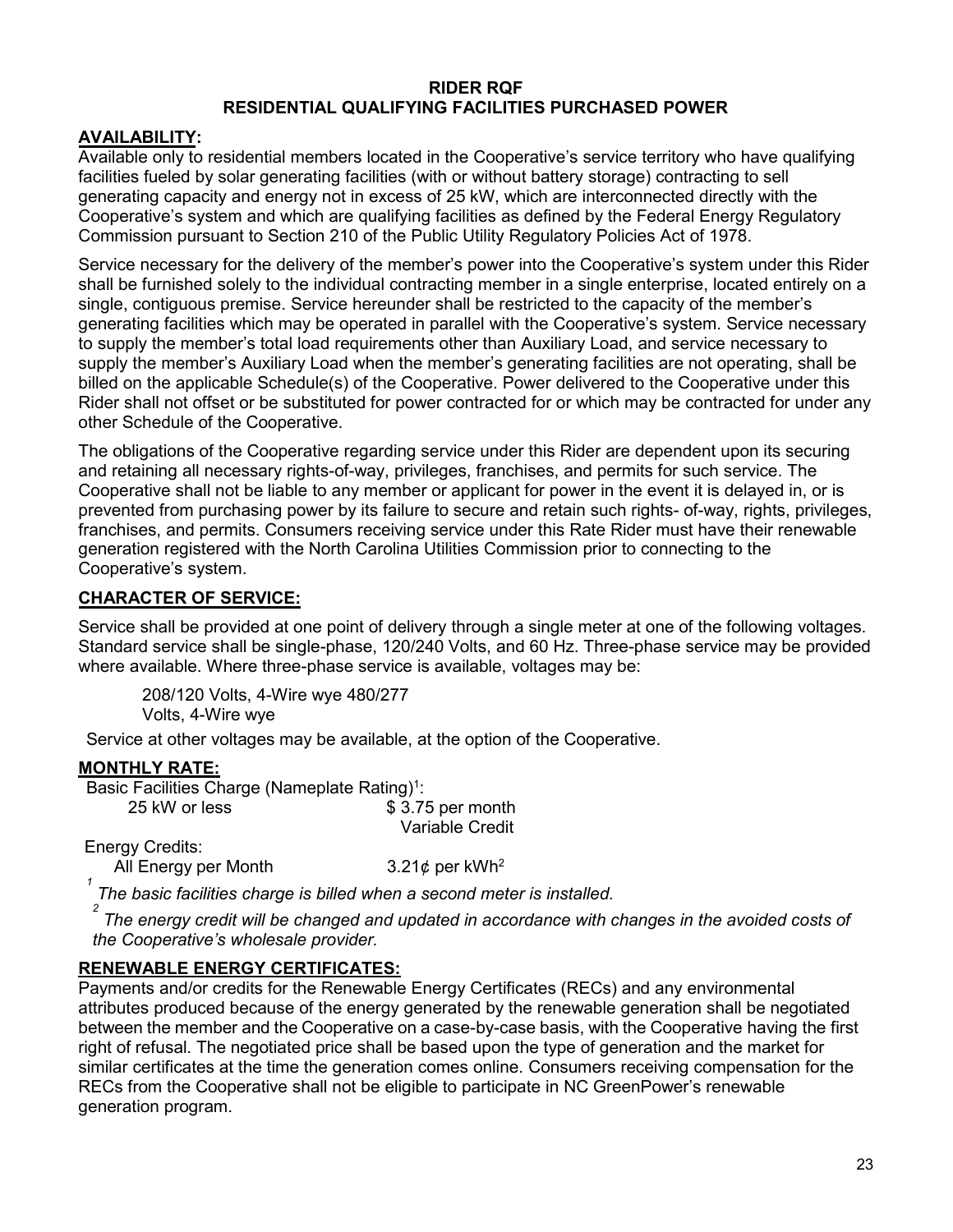# RIDER RQF
## RESIDENTIAL QUALIFYING FACILITIES PURCHASED POWER

**AVAILABILITY:**

Available only to residential members located in the Cooperative's service territory who have qualifying facilities fueled by solar generating facilities (with or without battery storage) contracting to sell generating capacity and energy not in excess of 25 kW, which are interconnected directly with the Cooperative's system and which are qualifying facilities as defined by the Federal Energy Regulatory Commission pursuant to Section 210 of the Public Utility Regulatory Policies Act of 1978.

Service necessary for the delivery of the member's power into the Cooperative's system under this Rider shall be furnished solely to the individual contracting member in a single enterprise, located entirely on a single, contiguous premise. Service hereunder shall be restricted to the capacity of the member's generating facilities which may be operated in parallel with the Cooperative's system. Service necessary to supply the member's total load requirements other than Auxiliary Load, and service necessary to supply the member's Auxiliary Load when the member's generating facilities are not operating, shall be billed on the applicable Schedule(s) of the Cooperative. Power delivered to the Cooperative under this Rider shall not offset or be substituted for power contracted for or which may be contracted for under any other Schedule of the Cooperative.

The obligations of the Cooperative regarding service under this Rider are dependent upon its securing and retaining all necessary rights-of-way, privileges, franchises, and permits for such service. The Cooperative shall not be liable to any member or applicant for power in the event it is delayed in, or is prevented from purchasing power by its failure to secure and retain such rights- of-way, rights, privileges, franchises, and permits. Consumers receiving service under this Rate Rider must have their renewable generation registered with the North Carolina Utilities Commission prior to connecting to the Cooperative's system.

**CHARACTER OF SERVICE:**

Service shall be provided at one point of delivery through a single meter at one of the following voltages. Standard service shall be single-phase, 120/240 Volts, and 60 Hz. Three-phase service may be provided where available. Where three-phase service is available, voltages may be:

208/120 Volts, 4-Wire wye 480/277
Volts, 4-Wire wye

Service at other voltages may be available, at the option of the Cooperative.

**MONTHLY RATE:**

Basic Facilities Charge (Nameplate Rating)[1]:

| | |
|---|---|
| 25 kW or less | $ 3.75 per month |
| | Variable Credit |

Energy Credits:

| | |
|---|---|
| All Energy per Month | 3.21¢ per kWh[2] |

[1] *The basic facilities charge is billed when a second meter is installed.*

[2] *The energy credit will be changed and updated in accordance with changes in the avoided costs of the Cooperative's wholesale provider.*

**RENEWABLE ENERGY CERTIFICATES:**

Payments and/or credits for the Renewable Energy Certificates (RECs) and any environmental attributes produced because of the energy generated by the renewable generation shall be negotiated between the member and the Cooperative on a case-by-case basis, with the Cooperative having the first right of refusal. The negotiated price shall be based upon the type of generation and the market for similar certificates at the time the generation comes online. Consumers receiving compensation for the RECs from the Cooperative shall not be eligible to participate in NC GreenPower's renewable generation program.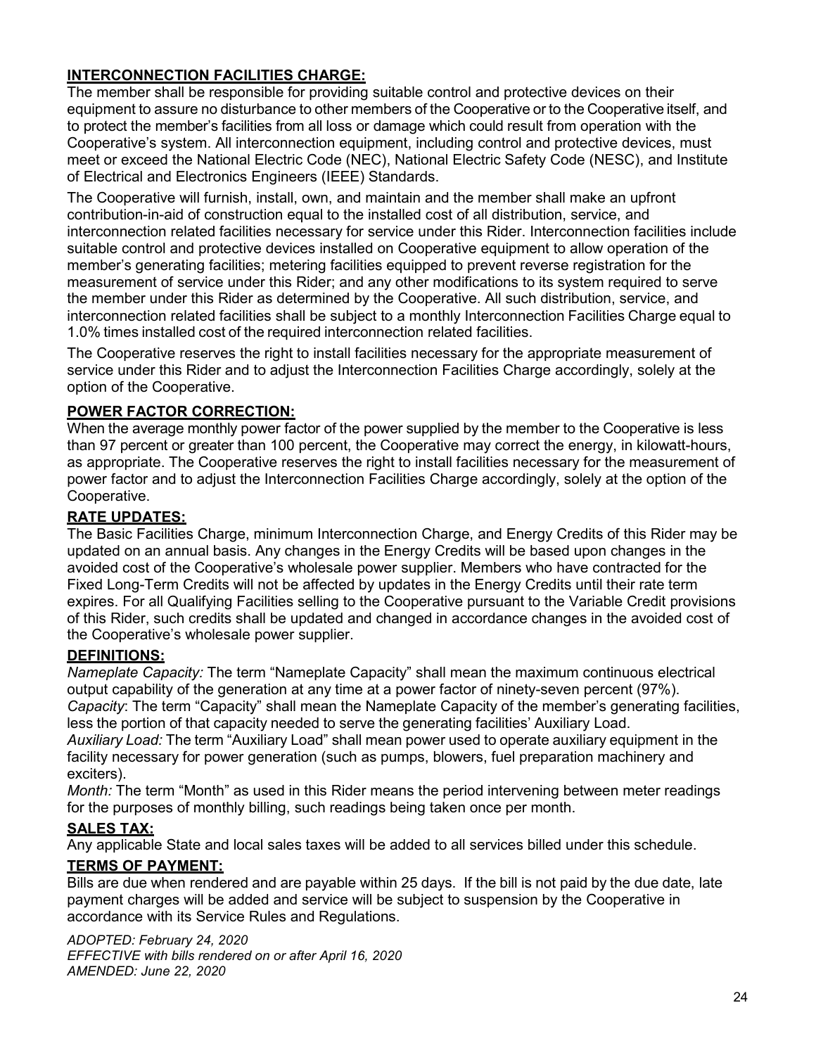## **INTERCONNECTION FACILITIES CHARGE:**

The member shall be responsible for providing suitable control and protective devices on their equipment to assure no disturbance to other members of the Cooperative or to the Cooperative itself, and to protect the member's facilities from all loss or damage which could result from operation with the Cooperative's system. All interconnection equipment, including control and protective devices, must meet or exceed the National Electric Code (NEC), National Electric Safety Code (NESC), and Institute of Electrical and Electronics Engineers (IEEE) Standards.

The Cooperative will furnish, install, own, and maintain and the member shall make an upfront contribution-in-aid of construction equal to the installed cost of all distribution, service, and interconnection related facilities necessary for service under this Rider. Interconnection facilities include suitable control and protective devices installed on Cooperative equipment to allow operation of the member's generating facilities; metering facilities equipped to prevent reverse registration for the measurement of service under this Rider; and any other modifications to its system required to serve the member under this Rider as determined by the Cooperative. All such distribution, service, and interconnection related facilities shall be subject to a monthly Interconnection Facilities Charge equal to 1.0% times installed cost of the required interconnection related facilities.

The Cooperative reserves the right to install facilities necessary for the appropriate measurement of service under this Rider and to adjust the Interconnection Facilities Charge accordingly, solely at the option of the Cooperative.

## **POWER FACTOR CORRECTION:**

When the average monthly power factor of the power supplied by the member to the Cooperative is less than 97 percent or greater than 100 percent, the Cooperative may correct the energy, in kilowatt-hours, as appropriate. The Cooperative reserves the right to install facilities necessary for the measurement of power factor and to adjust the Interconnection Facilities Charge accordingly, solely at the option of the Cooperative.

## **RATE UPDATES:**

The Basic Facilities Charge, minimum Interconnection Charge, and Energy Credits of this Rider may be updated on an annual basis. Any changes in the Energy Credits will be based upon changes in the avoided cost of the Cooperative's wholesale power supplier. Members who have contracted for the Fixed Long-Term Credits will not be affected by updates in the Energy Credits until their rate term expires. For all Qualifying Facilities selling to the Cooperative pursuant to the Variable Credit provisions of this Rider, such credits shall be updated and changed in accordance changes in the avoided cost of the Cooperative's wholesale power supplier.

## **DEFINITIONS:**

*Nameplate Capacity:* The term "Nameplate Capacity" shall mean the maximum continuous electrical output capability of the generation at any time at a power factor of ninety-seven percent (97%).
*Capacity*: The term "Capacity" shall mean the Nameplate Capacity of the member's generating facilities, less the portion of that capacity needed to serve the generating facilities' Auxiliary Load.
*Auxiliary Load:* The term "Auxiliary Load" shall mean power used to operate auxiliary equipment in the facility necessary for power generation (such as pumps, blowers, fuel preparation machinery and exciters).
*Month:* The term "Month" as used in this Rider means the period intervening between meter readings for the purposes of monthly billing, such readings being taken once per month.

## **SALES TAX:**

Any applicable State and local sales taxes will be added to all services billed under this schedule.

## **TERMS OF PAYMENT:**

Bills are due when rendered and are payable within 25 days. If the bill is not paid by the due date, late payment charges will be added and service will be subject to suspension by the Cooperative in accordance with its Service Rules and Regulations.

*ADOPTED: February 24, 2020*
*EFFECTIVE with bills rendered on or after April 16, 2020*
*AMENDED: June 22, 2020*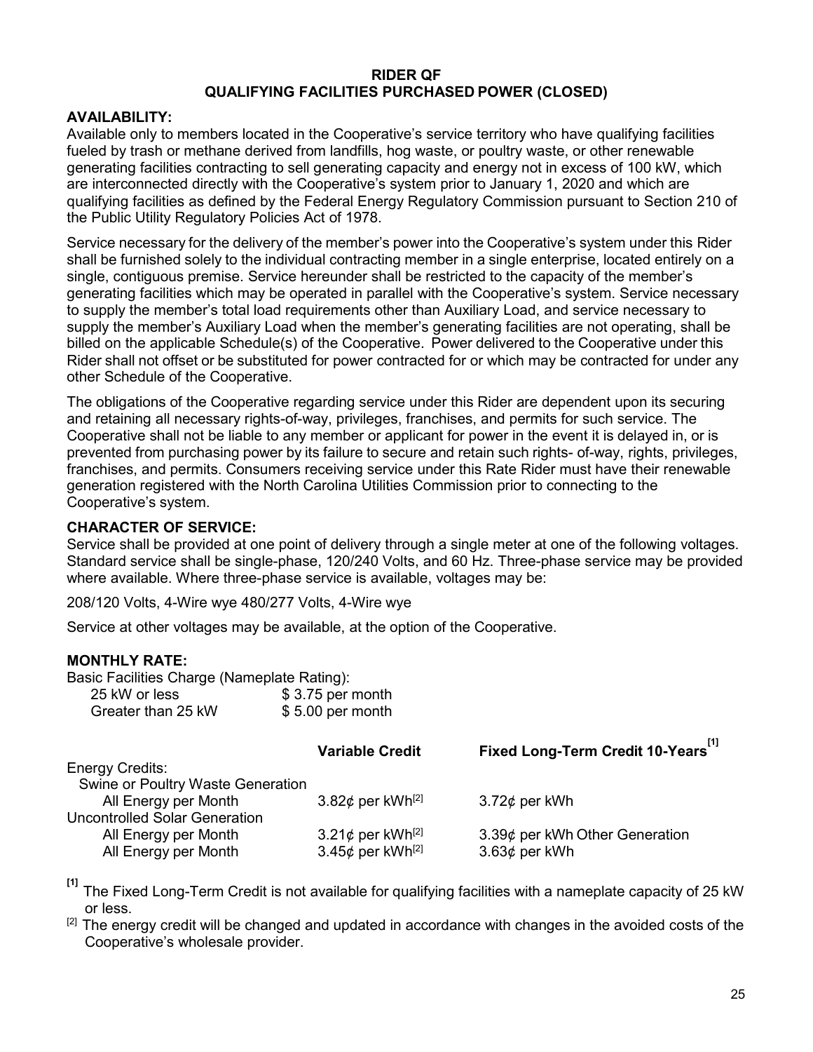# RIDER QF
## QUALIFYING FACILITIES PURCHASED POWER (CLOSED)

### AVAILABILITY:

Available only to members located in the Cooperative's service territory who have qualifying facilities fueled by trash or methane derived from landfills, hog waste, or poultry waste, or other renewable generating facilities contracting to sell generating capacity and energy not in excess of 100 kW, which are interconnected directly with the Cooperative's system prior to January 1, 2020 and which are qualifying facilities as defined by the Federal Energy Regulatory Commission pursuant to Section 210 of the Public Utility Regulatory Policies Act of 1978.

Service necessary for the delivery of the member's power into the Cooperative's system under this Rider shall be furnished solely to the individual contracting member in a single enterprise, located entirely on a single, contiguous premise. Service hereunder shall be restricted to the capacity of the member's generating facilities which may be operated in parallel with the Cooperative's system. Service necessary to supply the member's total load requirements other than Auxiliary Load, and service necessary to supply the member's Auxiliary Load when the member's generating facilities are not operating, shall be billed on the applicable Schedule(s) of the Cooperative. Power delivered to the Cooperative under this Rider shall not offset or be substituted for power contracted for or which may be contracted for under any other Schedule of the Cooperative.

The obligations of the Cooperative regarding service under this Rider are dependent upon its securing and retaining all necessary rights-of-way, privileges, franchises, and permits for such service. The Cooperative shall not be liable to any member or applicant for power in the event it is delayed in, or is prevented from purchasing power by its failure to secure and retain such rights- of-way, rights, privileges, franchises, and permits. Consumers receiving service under this Rate Rider must have their renewable generation registered with the North Carolina Utilities Commission prior to connecting to the Cooperative's system.

### CHARACTER OF SERVICE:

Service shall be provided at one point of delivery through a single meter at one of the following voltages. Standard service shall be single-phase, 120/240 Volts, and 60 Hz. Three-phase service may be provided where available. Where three-phase service is available, voltages may be:

208/120 Volts, 4-Wire wye 480/277 Volts, 4-Wire wye

Service at other voltages may be available, at the option of the Cooperative.

### MONTHLY RATE:

Basic Facilities Charge (Nameplate Rating):

| | |
|---|---|
| 25 kW or less | $ 3.75 per month |
| Greater than 25 kW | $ 5.00 per month |

| | Variable Credit | Fixed Long-Term Credit 10-Years[1] |
|---|---|---|
| Energy Credits: | | |
| Swine or Poultry Waste Generation | | |
| All Energy per Month | 3.82¢ per kWh[2] | 3.72¢ per kWh |
| Uncontrolled Solar Generation | | |
| All Energy per Month | 3.21¢ per kWh[2] | 3.39¢ per kWh Other Generation |
| All Energy per Month | 3.45¢ per kWh[2] | 3.63¢ per kWh |

[1] The Fixed Long-Term Credit is not available for qualifying facilities with a nameplate capacity of 25 kW or less.

[2] The energy credit will be changed and updated in accordance with changes in the avoided costs of the Cooperative's wholesale provider.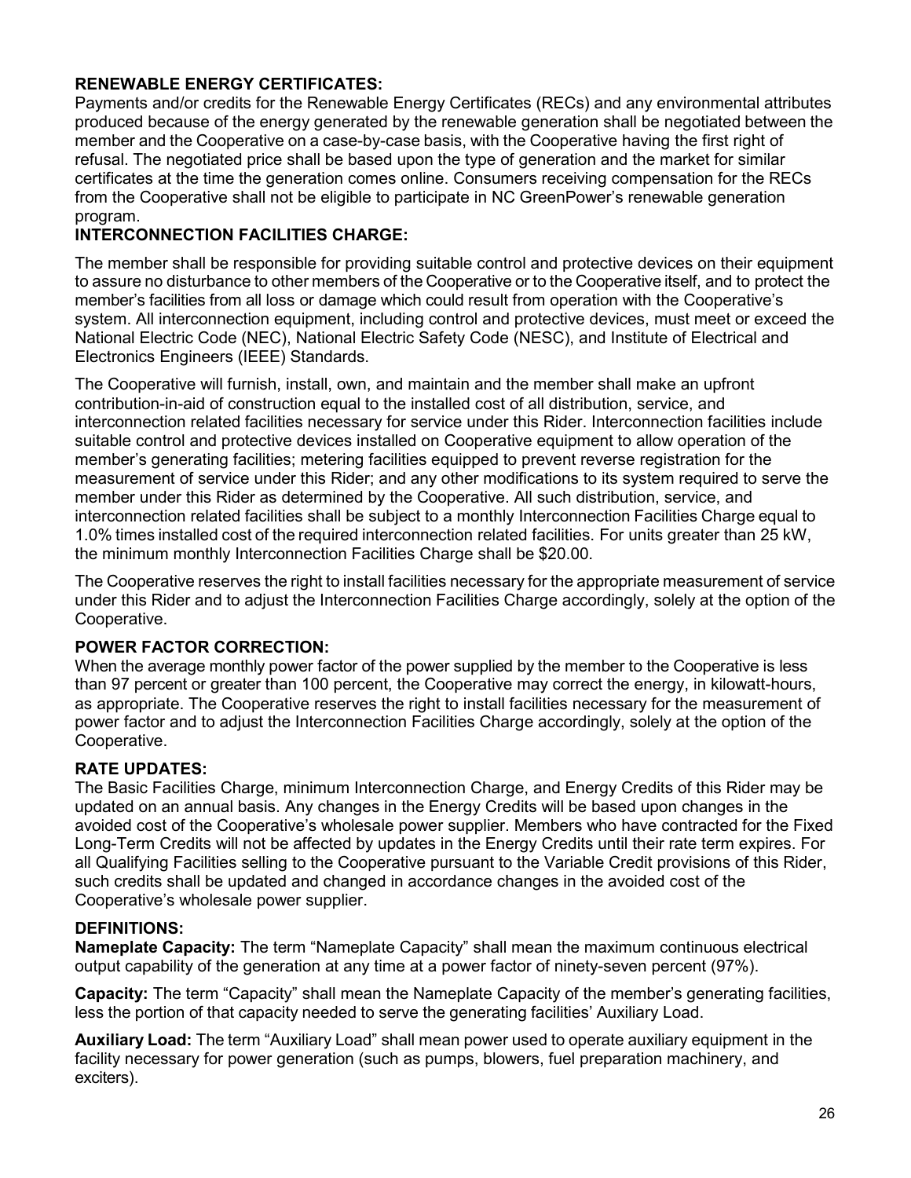**RENEWABLE ENERGY CERTIFICATES:**
Payments and/or credits for the Renewable Energy Certificates (RECs) and any environmental attributes produced because of the energy generated by the renewable generation shall be negotiated between the member and the Cooperative on a case-by-case basis, with the Cooperative having the first right of refusal. The negotiated price shall be based upon the type of generation and the market for similar certificates at the time the generation comes online. Consumers receiving compensation for the RECs from the Cooperative shall not be eligible to participate in NC GreenPower's renewable generation program.

**INTERCONNECTION FACILITIES CHARGE:**

The member shall be responsible for providing suitable control and protective devices on their equipment to assure no disturbance to other members of the Cooperative or to the Cooperative itself, and to protect the member's facilities from all loss or damage which could result from operation with the Cooperative's system. All interconnection equipment, including control and protective devices, must meet or exceed the National Electric Code (NEC), National Electric Safety Code (NESC), and Institute of Electrical and Electronics Engineers (IEEE) Standards.

The Cooperative will furnish, install, own, and maintain and the member shall make an upfront contribution-in-aid of construction equal to the installed cost of all distribution, service, and interconnection related facilities necessary for service under this Rider. Interconnection facilities include suitable control and protective devices installed on Cooperative equipment to allow operation of the member's generating facilities; metering facilities equipped to prevent reverse registration for the measurement of service under this Rider; and any other modifications to its system required to serve the member under this Rider as determined by the Cooperative. All such distribution, service, and interconnection related facilities shall be subject to a monthly Interconnection Facilities Charge equal to 1.0% times installed cost of the required interconnection related facilities. For units greater than 25 kW, the minimum monthly Interconnection Facilities Charge shall be $20.00.

The Cooperative reserves the right to install facilities necessary for the appropriate measurement of service under this Rider and to adjust the Interconnection Facilities Charge accordingly, solely at the option of the Cooperative.

**POWER FACTOR CORRECTION:**
When the average monthly power factor of the power supplied by the member to the Cooperative is less than 97 percent or greater than 100 percent, the Cooperative may correct the energy, in kilowatt-hours, as appropriate. The Cooperative reserves the right to install facilities necessary for the measurement of power factor and to adjust the Interconnection Facilities Charge accordingly, solely at the option of the Cooperative.

**RATE UPDATES:**
The Basic Facilities Charge, minimum Interconnection Charge, and Energy Credits of this Rider may be updated on an annual basis. Any changes in the Energy Credits will be based upon changes in the avoided cost of the Cooperative's wholesale power supplier. Members who have contracted for the Fixed Long-Term Credits will not be affected by updates in the Energy Credits until their rate term expires. For all Qualifying Facilities selling to the Cooperative pursuant to the Variable Credit provisions of this Rider, such credits shall be updated and changed in accordance changes in the avoided cost of the Cooperative's wholesale power supplier.

**DEFINITIONS:**
**Nameplate Capacity:** The term "Nameplate Capacity" shall mean the maximum continuous electrical output capability of the generation at any time at a power factor of ninety-seven percent (97%).

**Capacity:** The term "Capacity" shall mean the Nameplate Capacity of the member's generating facilities, less the portion of that capacity needed to serve the generating facilities' Auxiliary Load.

**Auxiliary Load:** The term "Auxiliary Load" shall mean power used to operate auxiliary equipment in the facility necessary for power generation (such as pumps, blowers, fuel preparation machinery, and exciters).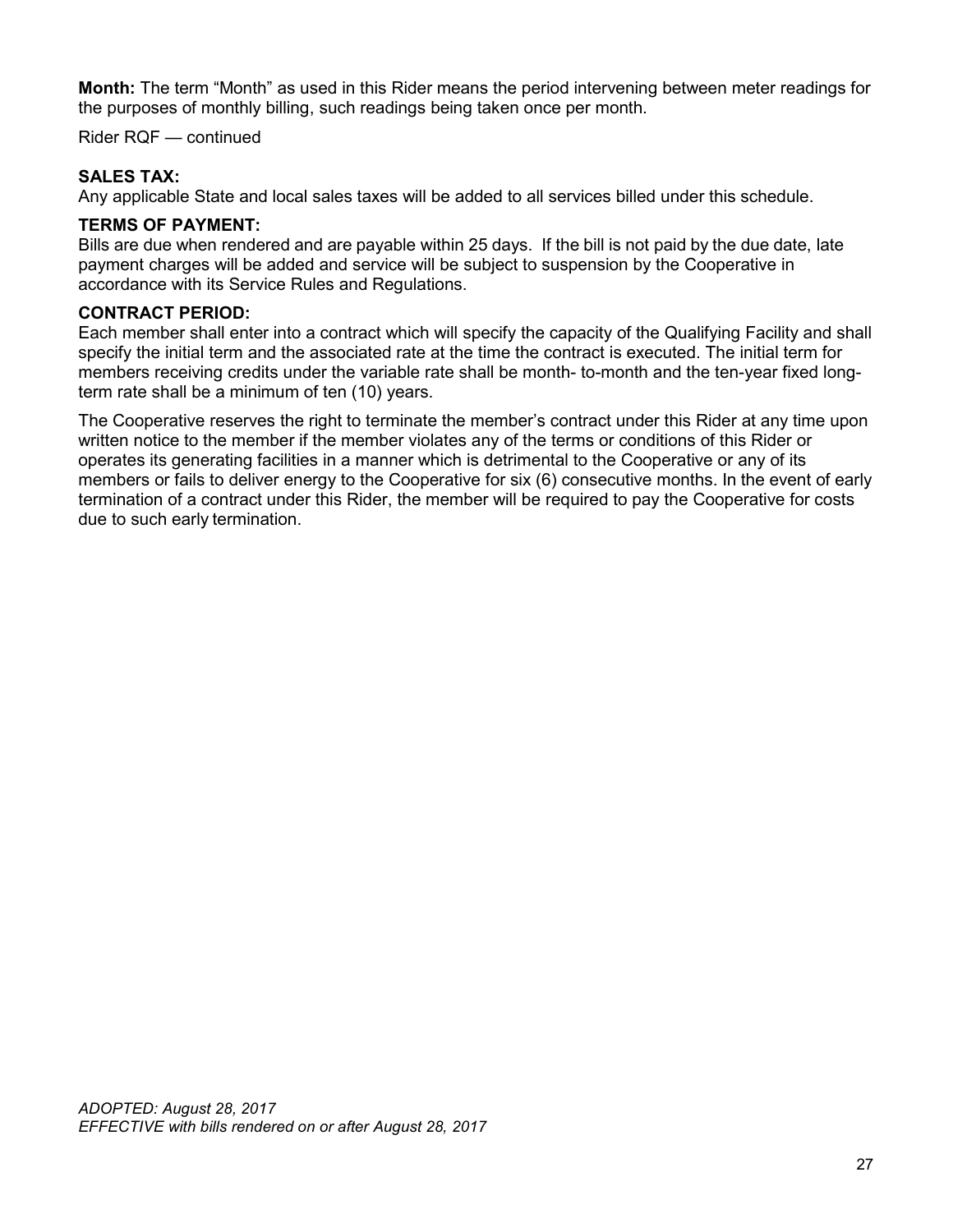**Month:** The term "Month" as used in this Rider means the period intervening between meter readings for the purposes of monthly billing, such readings being taken once per month.

Rider RQF — continued

**SALES TAX:**

Any applicable State and local sales taxes will be added to all services billed under this schedule.

**TERMS OF PAYMENT:**

Bills are due when rendered and are payable within 25 days. If the bill is not paid by the due date, late payment charges will be added and service will be subject to suspension by the Cooperative in accordance with its Service Rules and Regulations.

**CONTRACT PERIOD:**

Each member shall enter into a contract which will specify the capacity of the Qualifying Facility and shall specify the initial term and the associated rate at the time the contract is executed. The initial term for members receiving credits under the variable rate shall be month- to-month and the ten-year fixed long-term rate shall be a minimum of ten (10) years.

The Cooperative reserves the right to terminate the member's contract under this Rider at any time upon written notice to the member if the member violates any of the terms or conditions of this Rider or operates its generating facilities in a manner which is detrimental to the Cooperative or any of its members or fails to deliver energy to the Cooperative for six (6) consecutive months. In the event of early termination of a contract under this Rider, the member will be required to pay the Cooperative for costs due to such early termination.

*ADOPTED: August 28, 2017*
*EFFECTIVE with bills rendered on or after August 28, 2017*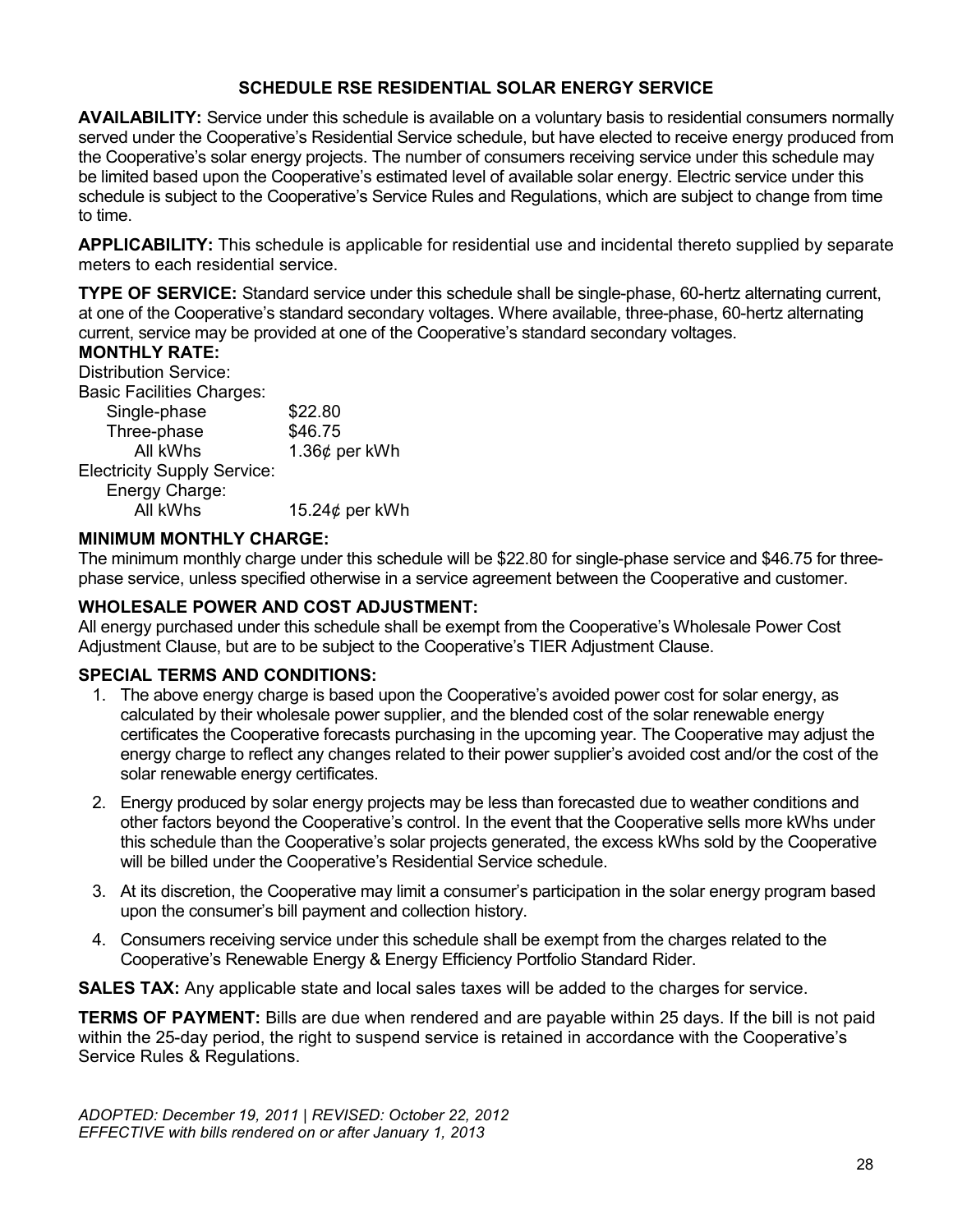## SCHEDULE RSE RESIDENTIAL SOLAR ENERGY SERVICE

**AVAILABILITY:** Service under this schedule is available on a voluntary basis to residential consumers normally served under the Cooperative's Residential Service schedule, but have elected to receive energy produced from the Cooperative's solar energy projects. The number of consumers receiving service under this schedule may be limited based upon the Cooperative's estimated level of available solar energy. Electric service under this schedule is subject to the Cooperative's Service Rules and Regulations, which are subject to change from time to time.

**APPLICABILITY:** This schedule is applicable for residential use and incidental thereto supplied by separate meters to each residential service.

**TYPE OF SERVICE:** Standard service under this schedule shall be single-phase, 60-hertz alternating current, at one of the Cooperative's standard secondary voltages. Where available, three-phase, 60-hertz alternating current, service may be provided at one of the Cooperative's standard secondary voltages.

**MONTHLY RATE:**

Distribution Service:

Basic Facilities Charges:

| | |
|---|---|
| Single-phase | $22.80 |
| Three-phase | $46.75 |
| All kWhs | 1.36¢ per kWh |

Electricity Supply Service:

Energy Charge:

| | |
|---|---|
| All kWhs | 15.24¢ per kWh |

**MINIMUM MONTHLY CHARGE:**

The minimum monthly charge under this schedule will be $22.80 for single-phase service and $46.75 for three-phase service, unless specified otherwise in a service agreement between the Cooperative and customer.

**WHOLESALE POWER AND COST ADJUSTMENT:**

All energy purchased under this schedule shall be exempt from the Cooperative's Wholesale Power Cost Adjustment Clause, but are to be subject to the Cooperative's TIER Adjustment Clause.

**SPECIAL TERMS AND CONDITIONS:**

1. The above energy charge is based upon the Cooperative's avoided power cost for solar energy, as calculated by their wholesale power supplier, and the blended cost of the solar renewable energy certificates the Cooperative forecasts purchasing in the upcoming year. The Cooperative may adjust the energy charge to reflect any changes related to their power supplier's avoided cost and/or the cost of the solar renewable energy certificates.
2. Energy produced by solar energy projects may be less than forecasted due to weather conditions and other factors beyond the Cooperative's control. In the event that the Cooperative sells more kWhs under this schedule than the Cooperative's solar projects generated, the excess kWhs sold by the Cooperative will be billed under the Cooperative's Residential Service schedule.
3. At its discretion, the Cooperative may limit a consumer's participation in the solar energy program based upon the consumer's bill payment and collection history.
4. Consumers receiving service under this schedule shall be exempt from the charges related to the Cooperative's Renewable Energy & Energy Efficiency Portfolio Standard Rider.

**SALES TAX:** Any applicable state and local sales taxes will be added to the charges for service.

**TERMS OF PAYMENT:** Bills are due when rendered and are payable within 25 days. If the bill is not paid within the 25-day period, the right to suspend service is retained in accordance with the Cooperative's Service Rules & Regulations.

*ADOPTED: December 19, 2011 | REVISED: October 22, 2012*
*EFFECTIVE with bills rendered on or after January 1, 2013*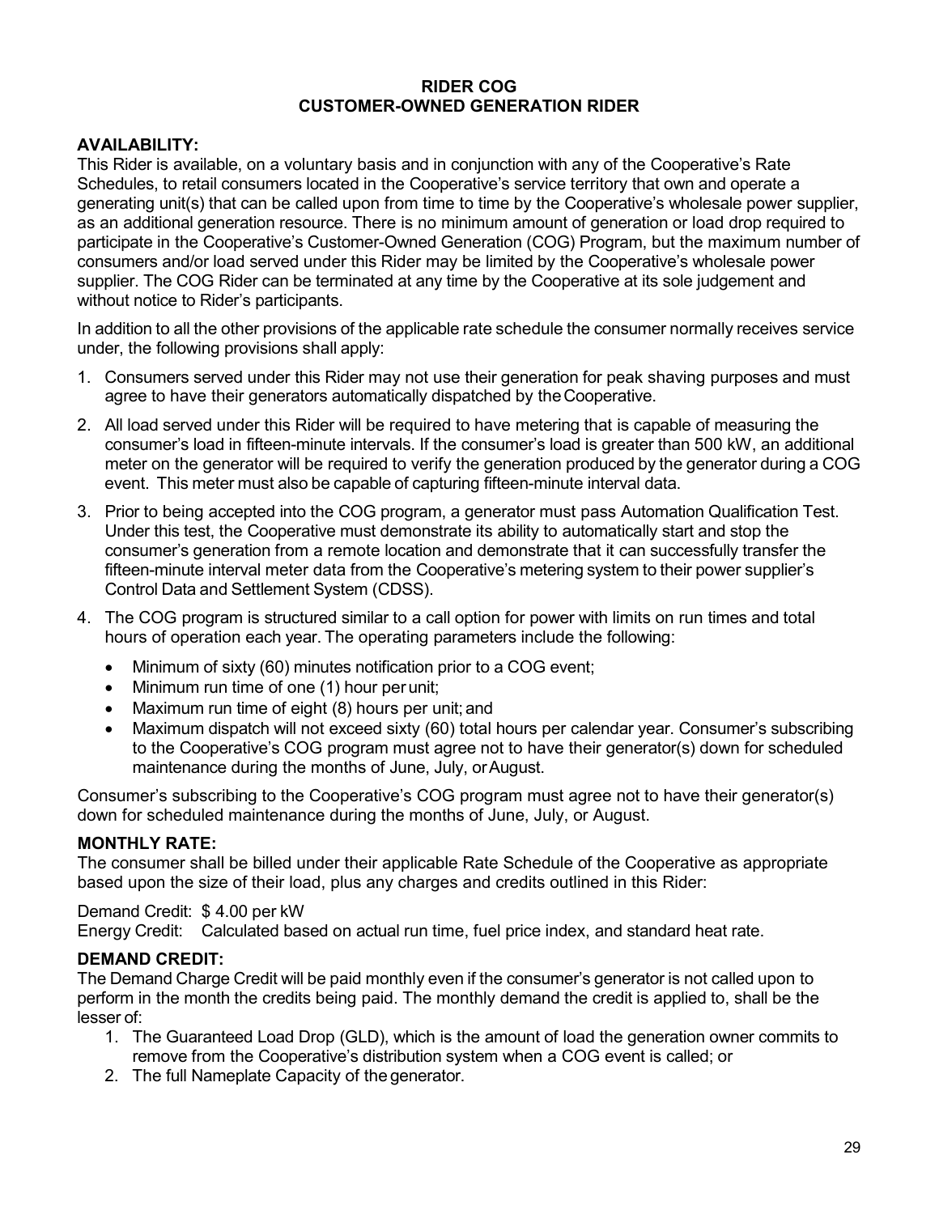# RIDER COG
## CUSTOMER-OWNED GENERATION RIDER

**AVAILABILITY:**
This Rider is available, on a voluntary basis and in conjunction with any of the Cooperative's Rate Schedules, to retail consumers located in the Cooperative's service territory that own and operate a generating unit(s) that can be called upon from time to time by the Cooperative's wholesale power supplier, as an additional generation resource. There is no minimum amount of generation or load drop required to participate in the Cooperative's Customer-Owned Generation (COG) Program, but the maximum number of consumers and/or load served under this Rider may be limited by the Cooperative's wholesale power supplier. The COG Rider can be terminated at any time by the Cooperative at its sole judgement and without notice to Rider's participants.

In addition to all the other provisions of the applicable rate schedule the consumer normally receives service under, the following provisions shall apply:

1. Consumers served under this Rider may not use their generation for peak shaving purposes and must agree to have their generators automatically dispatched by the Cooperative.
2. All load served under this Rider will be required to have metering that is capable of measuring the consumer's load in fifteen-minute intervals. If the consumer's load is greater than 500 kW, an additional meter on the generator will be required to verify the generation produced by the generator during a COG event. This meter must also be capable of capturing fifteen-minute interval data.
3. Prior to being accepted into the COG program, a generator must pass Automation Qualification Test. Under this test, the Cooperative must demonstrate its ability to automatically start and stop the consumer's generation from a remote location and demonstrate that it can successfully transfer the fifteen-minute interval meter data from the Cooperative's metering system to their power supplier's Control Data and Settlement System (CDSS).
4. The COG program is structured similar to a call option for power with limits on run times and total hours of operation each year. The operating parameters include the following:
   - Minimum of sixty (60) minutes notification prior to a COG event;
   - Minimum run time of one (1) hour per unit;
   - Maximum run time of eight (8) hours per unit; and
   - Maximum dispatch will not exceed sixty (60) total hours per calendar year. Consumer's subscribing to the Cooperative's COG program must agree not to have their generator(s) down for scheduled maintenance during the months of June, July, or August.

Consumer's subscribing to the Cooperative's COG program must agree not to have their generator(s) down for scheduled maintenance during the months of June, July, or August.

**MONTHLY RATE:**
The consumer shall be billed under their applicable Rate Schedule of the Cooperative as appropriate based upon the size of their load, plus any charges and credits outlined in this Rider:

Demand Credit: $ 4.00 per kW
Energy Credit: Calculated based on actual run time, fuel price index, and standard heat rate.

**DEMAND CREDIT:**
The Demand Charge Credit will be paid monthly even if the consumer's generator is not called upon to perform in the month the credits being paid. The monthly demand the credit is applied to, shall be the lesser of:

1. The Guaranteed Load Drop (GLD), which is the amount of load the generation owner commits to remove from the Cooperative's distribution system when a COG event is called; or
2. The full Nameplate Capacity of the generator.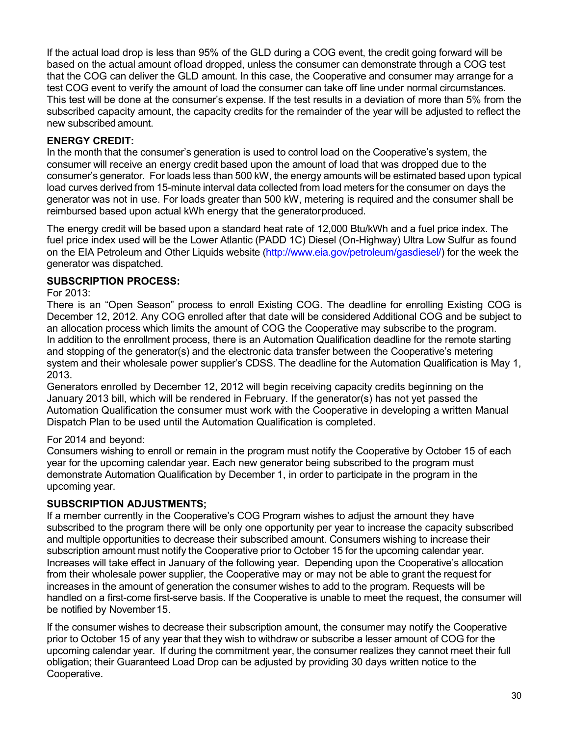If the actual load drop is less than 95% of the GLD during a COG event, the credit going forward will be based on the actual amount ofload dropped, unless the consumer can demonstrate through a COG test that the COG can deliver the GLD amount. In this case, the Cooperative and consumer may arrange for a test COG event to verify the amount of load the consumer can take off line under normal circumstances. This test will be done at the consumer's expense. If the test results in a deviation of more than 5% from the subscribed capacity amount, the capacity credits for the remainder of the year will be adjusted to reflect the new subscribed amount.

**ENERGY CREDIT:**

In the month that the consumer's generation is used to control load on the Cooperative's system, the consumer will receive an energy credit based upon the amount of load that was dropped due to the consumer's generator. For loads less than 500 kW, the energy amounts will be estimated based upon typical load curves derived from 15-minute interval data collected from load meters for the consumer on days the generator was not in use. For loads greater than 500 kW, metering is required and the consumer shall be reimbursed based upon actual kWh energy that the generatorproduced.

The energy credit will be based upon a standard heat rate of 12,000 Btu/kWh and a fuel price index. The fuel price index used will be the Lower Atlantic (PADD 1C) Diesel (On-Highway) Ultra Low Sulfur as found on the EIA Petroleum and Other Liquids website (http://www.eia.gov/petroleum/gasdiesel/) for the week the generator was dispatched.

**SUBSCRIPTION PROCESS:**

For 2013:

There is an "Open Season" process to enroll Existing COG. The deadline for enrolling Existing COG is December 12, 2012. Any COG enrolled after that date will be considered Additional COG and be subject to an allocation process which limits the amount of COG the Cooperative may subscribe to the program. In addition to the enrollment process, there is an Automation Qualification deadline for the remote starting and stopping of the generator(s) and the electronic data transfer between the Cooperative's metering system and their wholesale power supplier's CDSS. The deadline for the Automation Qualification is May 1, 2013.

Generators enrolled by December 12, 2012 will begin receiving capacity credits beginning on the January 2013 bill, which will be rendered in February. If the generator(s) has not yet passed the Automation Qualification the consumer must work with the Cooperative in developing a written Manual Dispatch Plan to be used until the Automation Qualification is completed.

For 2014 and beyond:

Consumers wishing to enroll or remain in the program must notify the Cooperative by October 15 of each year for the upcoming calendar year. Each new generator being subscribed to the program must demonstrate Automation Qualification by December 1, in order to participate in the program in the upcoming year.

**SUBSCRIPTION ADJUSTMENTS;**

If a member currently in the Cooperative's COG Program wishes to adjust the amount they have subscribed to the program there will be only one opportunity per year to increase the capacity subscribed and multiple opportunities to decrease their subscribed amount. Consumers wishing to increase their subscription amount must notify the Cooperative prior to October 15 for the upcoming calendar year. Increases will take effect in January of the following year. Depending upon the Cooperative's allocation from their wholesale power supplier, the Cooperative may or may not be able to grant the request for increases in the amount of generation the consumer wishes to add to the program. Requests will be handled on a first-come first-serve basis. If the Cooperative is unable to meet the request, the consumer will be notified by November 15.

If the consumer wishes to decrease their subscription amount, the consumer may notify the Cooperative prior to October 15 of any year that they wish to withdraw or subscribe a lesser amount of COG for the upcoming calendar year. If during the commitment year, the consumer realizes they cannot meet their full obligation; their Guaranteed Load Drop can be adjusted by providing 30 days written notice to the Cooperative.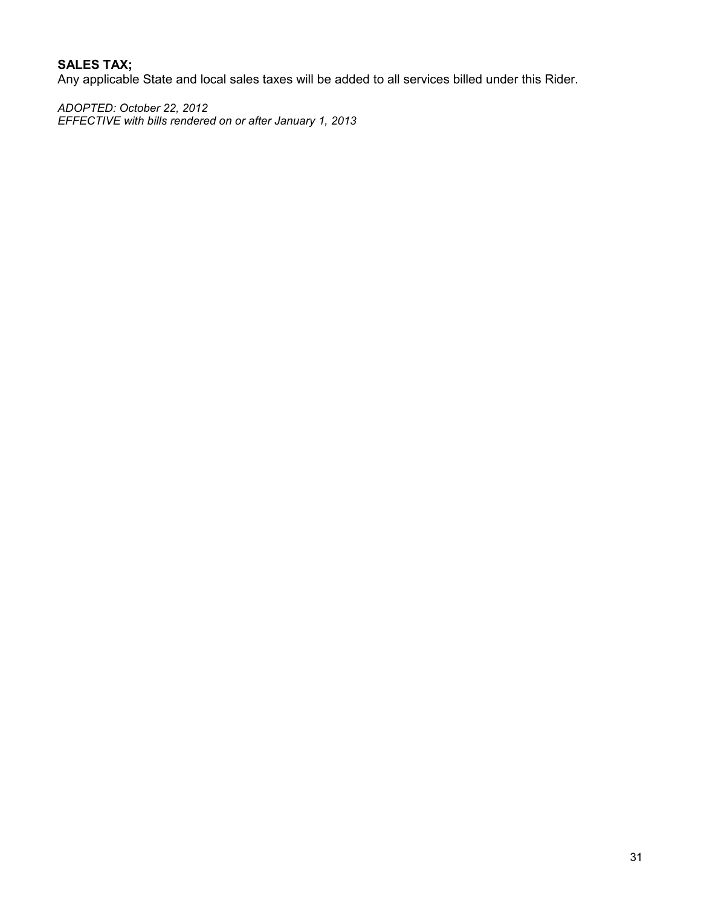**SALES TAX;**
Any applicable State and local sales taxes will be added to all services billed under this Rider.

*ADOPTED: October 22, 2012*
*EFFECTIVE with bills rendered on or after January 1, 2013*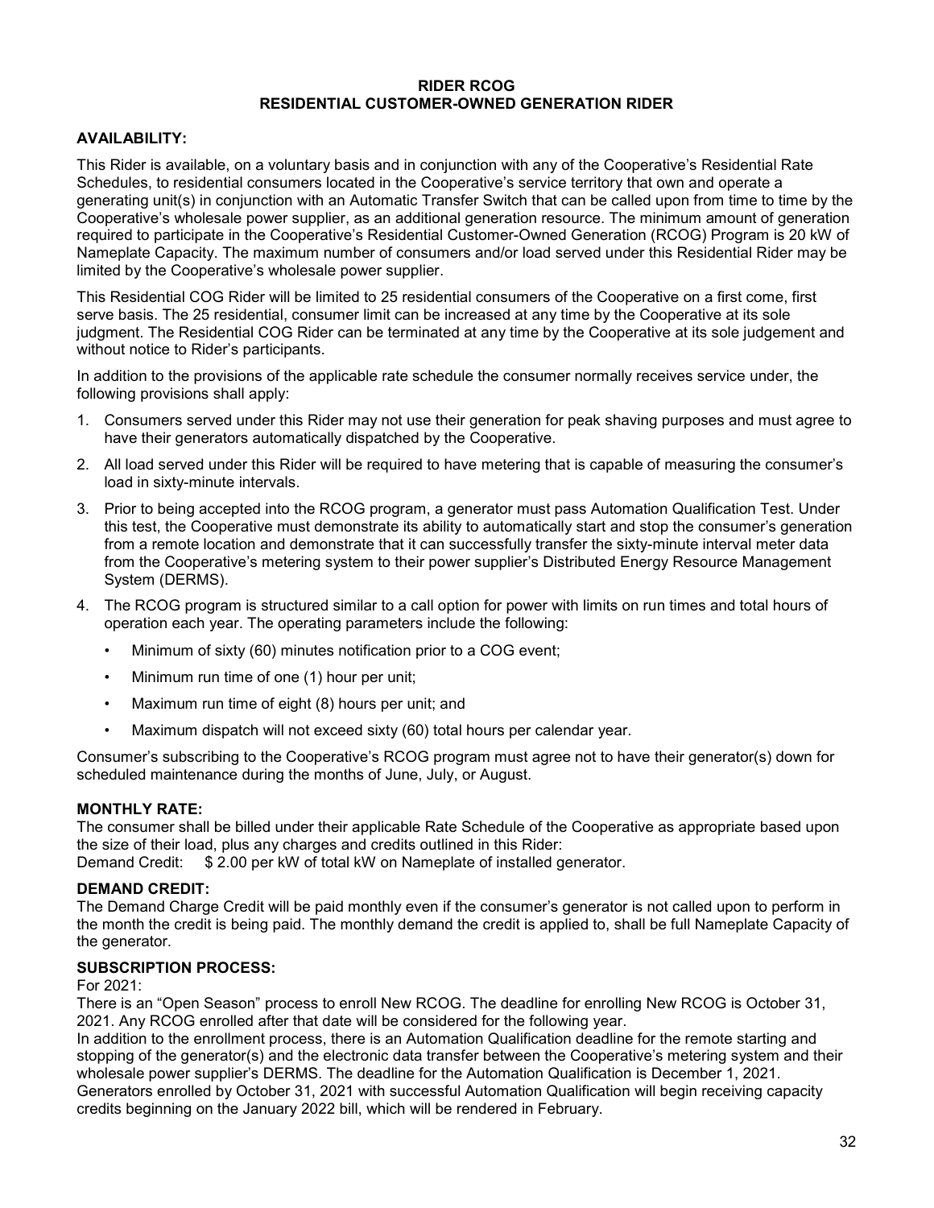# RIDER RCOG
# RESIDENTIAL CUSTOMER-OWNED GENERATION RIDER

## AVAILABILITY:

This Rider is available, on a voluntary basis and in conjunction with any of the Cooperative's Residential Rate Schedules, to residential consumers located in the Cooperative's service territory that own and operate a generating unit(s) in conjunction with an Automatic Transfer Switch that can be called upon from time to time by the Cooperative's wholesale power supplier, as an additional generation resource. The minimum amount of generation required to participate in the Cooperative's Residential Customer-Owned Generation (RCOG) Program is 20 kW of Nameplate Capacity. The maximum number of consumers and/or load served under this Residential Rider may be limited by the Cooperative's wholesale power supplier.

This Residential COG Rider will be limited to 25 residential consumers of the Cooperative on a first come, first serve basis. The 25 residential, consumer limit can be increased at any time by the Cooperative at its sole judgment. The Residential COG Rider can be terminated at any time by the Cooperative at its sole judgement and without notice to Rider's participants.

In addition to the provisions of the applicable rate schedule the consumer normally receives service under, the following provisions shall apply:

1. Consumers served under this Rider may not use their generation for peak shaving purposes and must agree to have their generators automatically dispatched by the Cooperative.
2. All load served under this Rider will be required to have metering that is capable of measuring the consumer's load in sixty-minute intervals.
3. Prior to being accepted into the RCOG program, a generator must pass Automation Qualification Test. Under this test, the Cooperative must demonstrate its ability to automatically start and stop the consumer's generation from a remote location and demonstrate that it can successfully transfer the sixty-minute interval meter data from the Cooperative's metering system to their power supplier's Distributed Energy Resource Management System (DERMS).
4. The RCOG program is structured similar to a call option for power with limits on run times and total hours of operation each year. The operating parameters include the following:
   - Minimum of sixty (60) minutes notification prior to a COG event;
   - Minimum run time of one (1) hour per unit;
   - Maximum run time of eight (8) hours per unit; and
   - Maximum dispatch will not exceed sixty (60) total hours per calendar year.

Consumer's subscribing to the Cooperative's RCOG program must agree not to have their generator(s) down for scheduled maintenance during the months of June, July, or August.

## MONTHLY RATE:

The consumer shall be billed under their applicable Rate Schedule of the Cooperative as appropriate based upon the size of their load, plus any charges and credits outlined in this Rider:
Demand Credit: $2.00 per kW of total kW on Nameplate of installed generator.

## DEMAND CREDIT:

The Demand Charge Credit will be paid monthly even if the consumer's generator is not called upon to perform in the month the credit is being paid. The monthly demand the credit is applied to, shall be full Nameplate Capacity of the generator.

## SUBSCRIPTION PROCESS:

For 2021:
There is an "Open Season" process to enroll New RCOG. The deadline for enrolling New RCOG is October 31, 2021. Any RCOG enrolled after that date will be considered for the following year.
In addition to the enrollment process, there is an Automation Qualification deadline for the remote starting and stopping of the generator(s) and the electronic data transfer between the Cooperative's metering system and their wholesale power supplier's DERMS. The deadline for the Automation Qualification is December 1, 2021.
Generators enrolled by October 31, 2021 with successful Automation Qualification will begin receiving capacity credits beginning on the January 2022 bill, which will be rendered in February.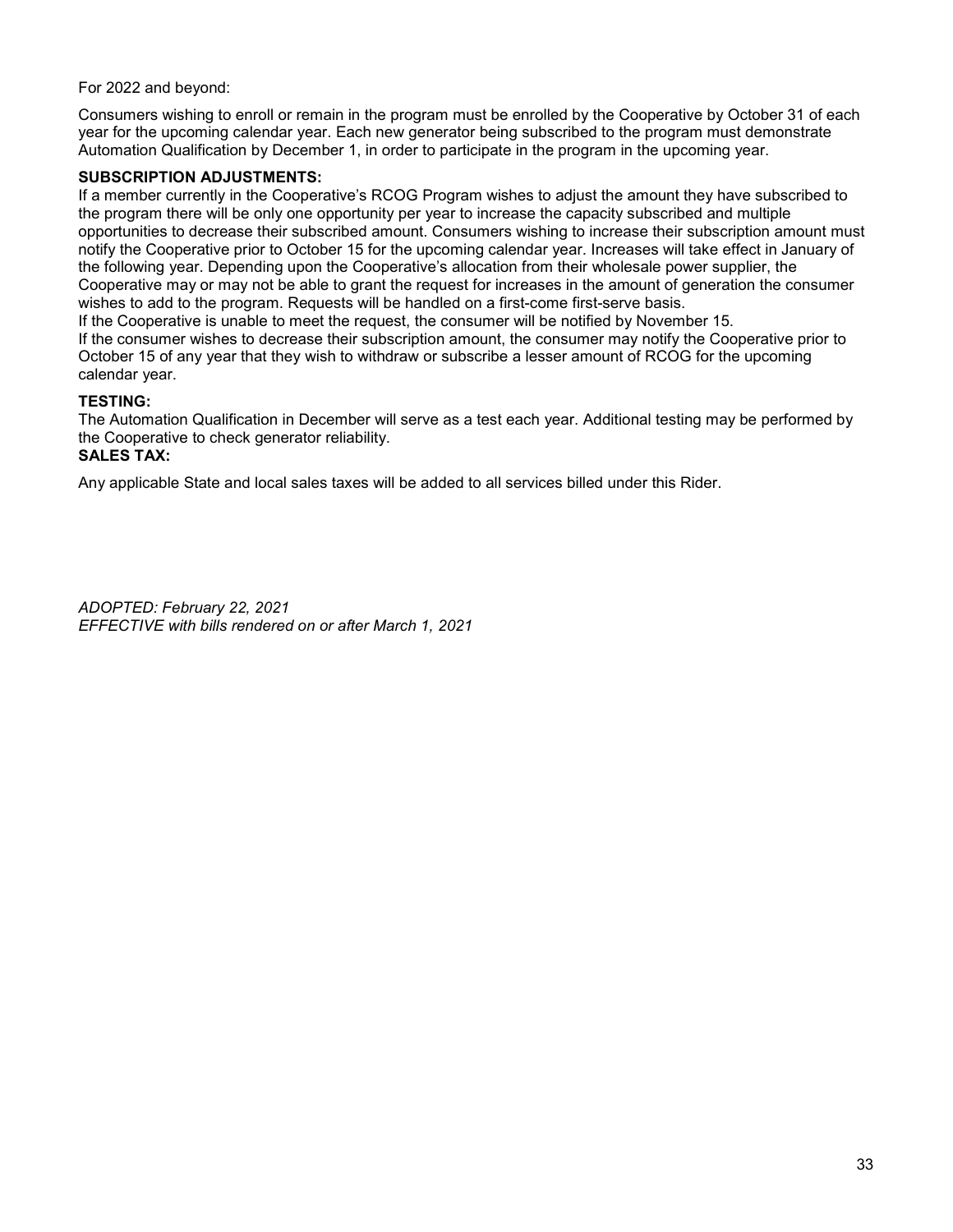For 2022 and beyond:

Consumers wishing to enroll or remain in the program must be enrolled by the Cooperative by October 31 of each year for the upcoming calendar year. Each new generator being subscribed to the program must demonstrate Automation Qualification by December 1, in order to participate in the program in the upcoming year.

**SUBSCRIPTION ADJUSTMENTS:**

If a member currently in the Cooperative's RCOG Program wishes to adjust the amount they have subscribed to the program there will be only one opportunity per year to increase the capacity subscribed and multiple opportunities to decrease their subscribed amount. Consumers wishing to increase their subscription amount must notify the Cooperative prior to October 15 for the upcoming calendar year. Increases will take effect in January of the following year. Depending upon the Cooperative's allocation from their wholesale power supplier, the Cooperative may or may not be able to grant the request for increases in the amount of generation the consumer wishes to add to the program. Requests will be handled on a first-come first-serve basis.

If the Cooperative is unable to meet the request, the consumer will be notified by November 15.

If the consumer wishes to decrease their subscription amount, the consumer may notify the Cooperative prior to October 15 of any year that they wish to withdraw or subscribe a lesser amount of RCOG for the upcoming calendar year.

**TESTING:**

The Automation Qualification in December will serve as a test each year. Additional testing may be performed by the Cooperative to check generator reliability.

**SALES TAX:**

Any applicable State and local sales taxes will be added to all services billed under this Rider.

*ADOPTED: February 22, 2021*
*EFFECTIVE with bills rendered on or after March 1, 2021*